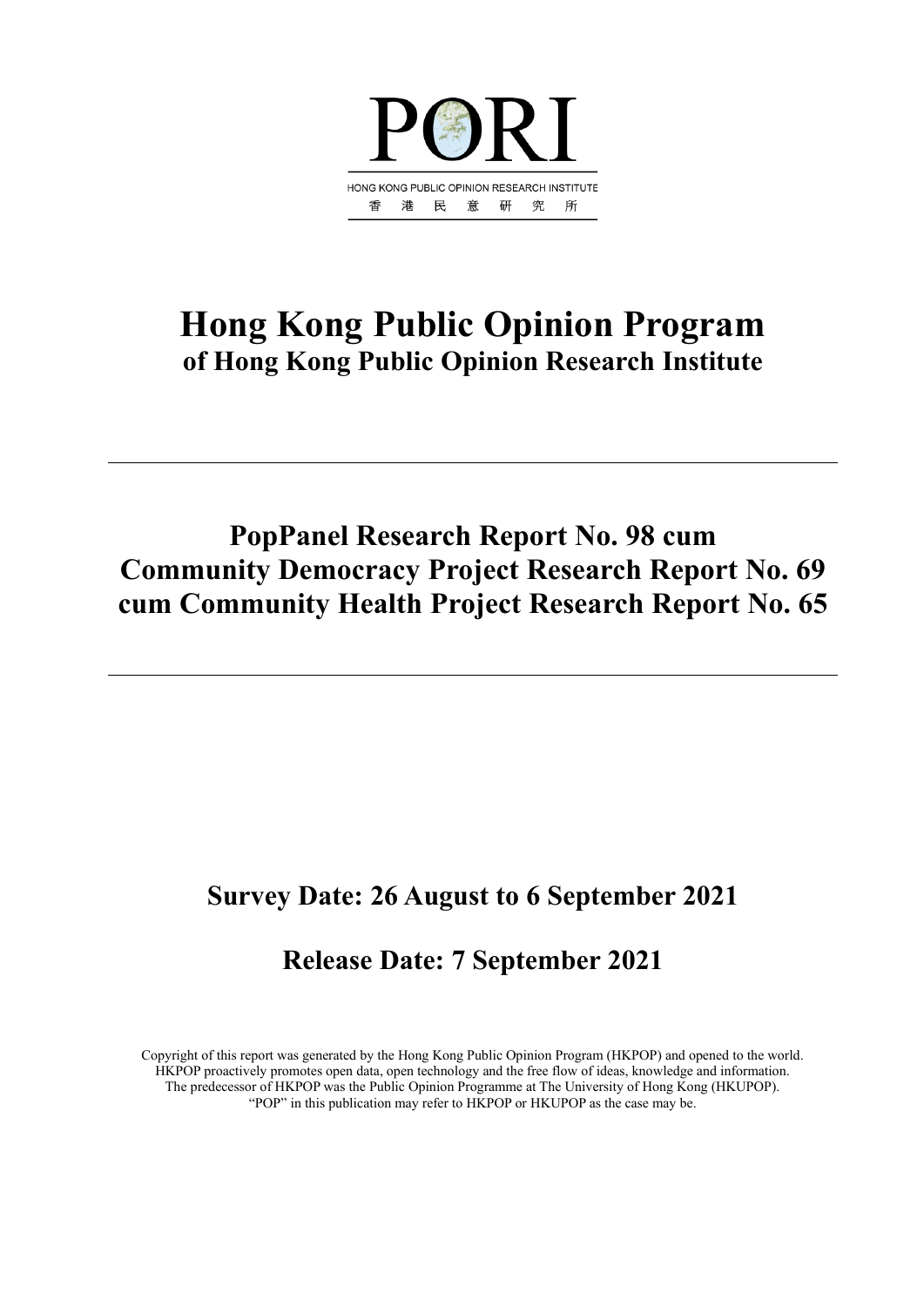PORI

HONG KONG PUBLIC OPINION RESEARCH INSTITUTE

香 港 民 意 研 究 所

# Hong Kong Public Opinion Program

## of Hong Kong Public Opinion Research Institute

---

# PopPanel Research Report No. 98 cum Community Democracy Project Research Report No. 69 cum Community Health Project Research Report No. 65

---

## Survey Date: 26 August to 6 September 2021

## Release Date: 7 September 2021

Copyright of this report was generated by the Hong Kong Public Opinion Program (HKPOP) and opened to the world. HKPOP proactively promotes open data, open technology and the free flow of ideas, knowledge and information. The predecessor of HKPOP was the Public Opinion Programme at The University of Hong Kong (HKUPOP). "POP" in this publication may refer to HKPOP or HKUPOP as the case may be.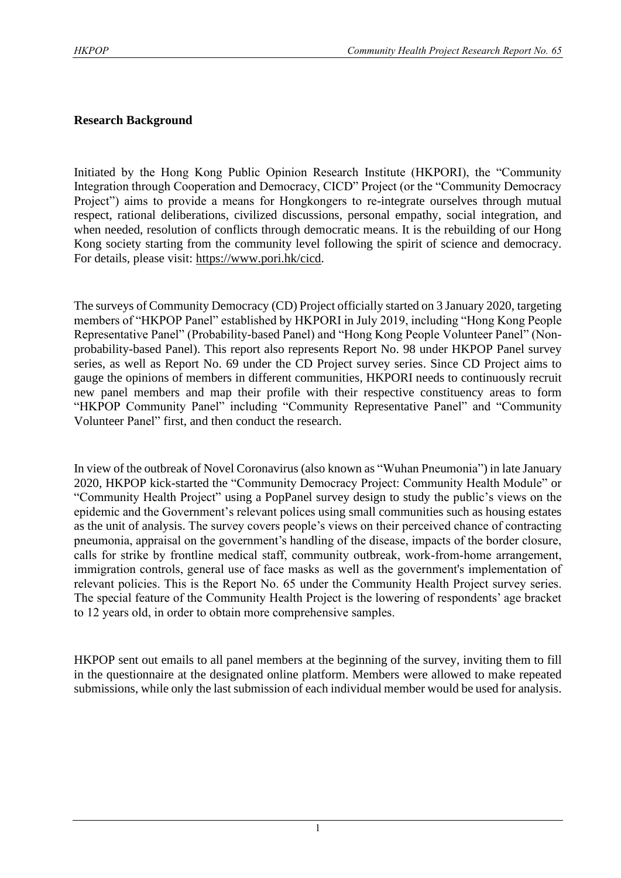## Research Background

Initiated by the Hong Kong Public Opinion Research Institute (HKPORI), the "Community Integration through Cooperation and Democracy, CICD" Project (or the "Community Democracy Project") aims to provide a means for Hongkongers to re-integrate ourselves through mutual respect, rational deliberations, civilized discussions, personal empathy, social integration, and when needed, resolution of conflicts through democratic means. It is the rebuilding of our Hong Kong society starting from the community level following the spirit of science and democracy. For details, please visit: https://www.pori.hk/cicd.

The surveys of Community Democracy (CD) Project officially started on 3 January 2020, targeting members of "HKPOP Panel" established by HKPORI in July 2019, including "Hong Kong People Representative Panel" (Probability-based Panel) and "Hong Kong People Volunteer Panel" (Non-probability-based Panel). This report also represents Report No. 98 under HKPOP Panel survey series, as well as Report No. 69 under the CD Project survey series. Since CD Project aims to gauge the opinions of members in different communities, HKPORI needs to continuously recruit new panel members and map their profile with their respective constituency areas to form "HKPOP Community Panel" including "Community Representative Panel" and "Community Volunteer Panel" first, and then conduct the research.

In view of the outbreak of Novel Coronavirus (also known as "Wuhan Pneumonia") in late January 2020, HKPOP kick-started the "Community Democracy Project: Community Health Module" or "Community Health Project" using a PopPanel survey design to study the public's views on the epidemic and the Government's relevant polices using small communities such as housing estates as the unit of analysis. The survey covers people's views on their perceived chance of contracting pneumonia, appraisal on the government's handling of the disease, impacts of the border closure, calls for strike by frontline medical staff, community outbreak, work-from-home arrangement, immigration controls, general use of face masks as well as the government's implementation of relevant policies. This is the Report No. 65 under the Community Health Project survey series. The special feature of the Community Health Project is the lowering of respondents' age bracket to 12 years old, in order to obtain more comprehensive samples.

HKPOP sent out emails to all panel members at the beginning of the survey, inviting them to fill in the questionnaire at the designated online platform. Members were allowed to make repeated submissions, while only the last submission of each individual member would be used for analysis.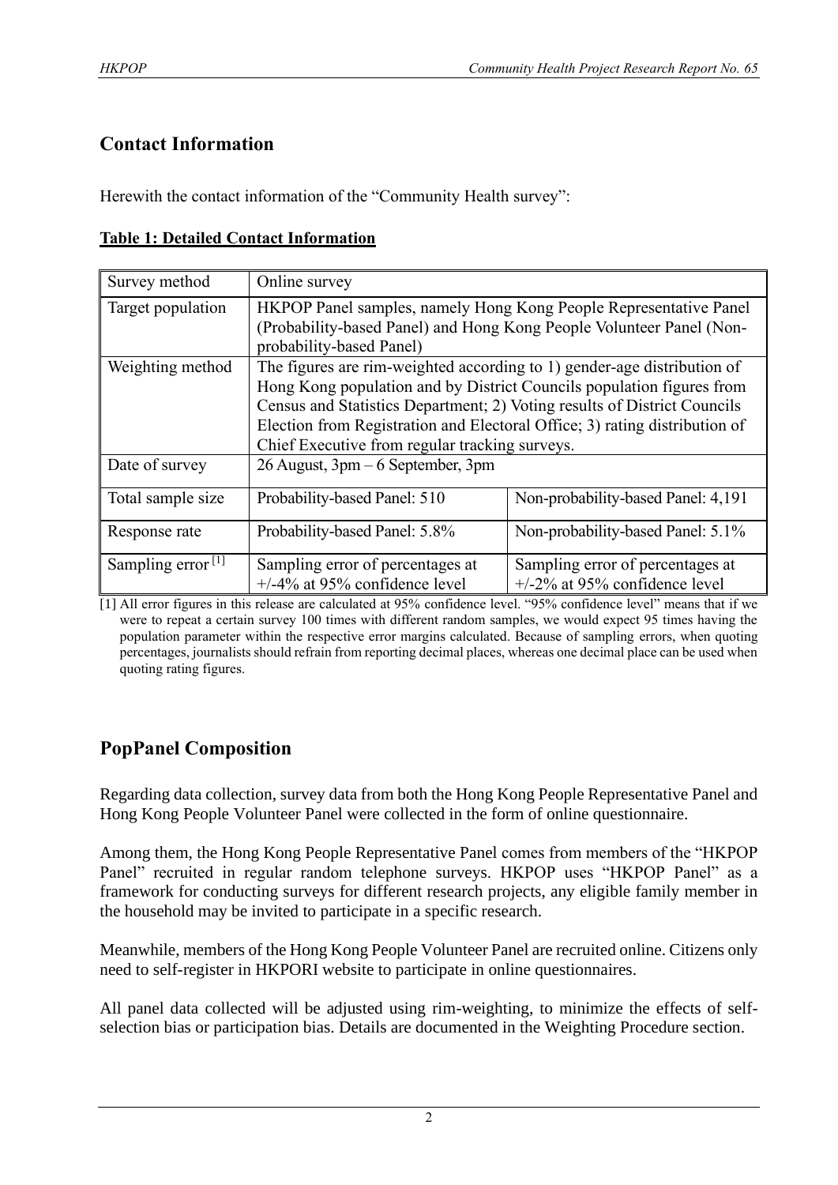## Contact Information

Herewith the contact information of the "Community Health survey":

**Table 1: Detailed Contact Information**

| Survey method | Online survey | |
|---|---|---|
| Target population | HKPOP Panel samples, namely Hong Kong People Representative Panel (Probability-based Panel) and Hong Kong People Volunteer Panel (Non-probability-based Panel) | |
| Weighting method | The figures are rim-weighted according to 1) gender-age distribution of Hong Kong population and by District Councils population figures from Census and Statistics Department; 2) Voting results of District Councils Election from Registration and Electoral Office; 3) rating distribution of Chief Executive from regular tracking surveys. | |
| Date of survey | 26 August, 3pm – 6 September, 3pm | |
| Total sample size | Probability-based Panel: 510 | Non-probability-based Panel: 4,191 |
| Response rate | Probability-based Panel: 5.8% | Non-probability-based Panel: 5.1% |
| Sampling error [1] | Sampling error of percentages at +/-4% at 95% confidence level | Sampling error of percentages at +/-2% at 95% confidence level |

[1] All error figures in this release are calculated at 95% confidence level. "95% confidence level" means that if we were to repeat a certain survey 100 times with different random samples, we would expect 95 times having the population parameter within the respective error margins calculated. Because of sampling errors, when quoting percentages, journalists should refrain from reporting decimal places, whereas one decimal place can be used when quoting rating figures.

## PopPanel Composition

Regarding data collection, survey data from both the Hong Kong People Representative Panel and Hong Kong People Volunteer Panel were collected in the form of online questionnaire.

Among them, the Hong Kong People Representative Panel comes from members of the "HKPOP Panel" recruited in regular random telephone surveys. HKPOP uses "HKPOP Panel" as a framework for conducting surveys for different research projects, any eligible family member in the household may be invited to participate in a specific research.

Meanwhile, members of the Hong Kong People Volunteer Panel are recruited online. Citizens only need to self-register in HKPORI website to participate in online questionnaires.

All panel data collected will be adjusted using rim-weighting, to minimize the effects of self-selection bias or participation bias. Details are documented in the Weighting Procedure section.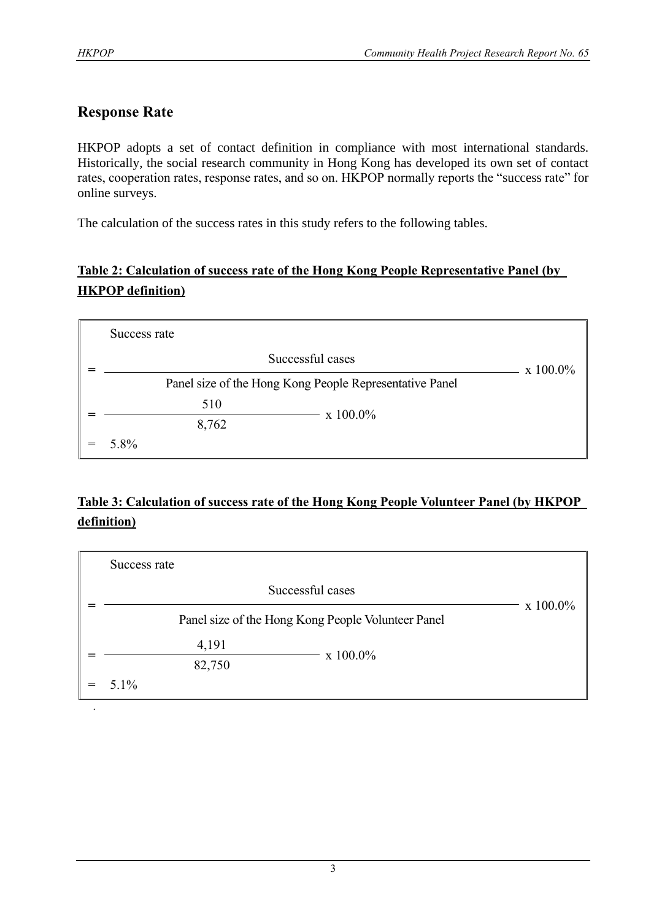## Response Rate

HKPOP adopts a set of contact definition in compliance with most international standards. Historically, the social research community in Hong Kong has developed its own set of contact rates, cooperation rates, response rates, and so on. HKPOP normally reports the "success rate" for online surveys.

The calculation of the success rates in this study refers to the following tables.

**Table 2: Calculation of success rate of the Hong Kong People Representative Panel (by HKPOP definition)**

Success rate

$$= \frac{\text{Successful cases}}{\text{Panel size of the Hong Kong People Representative Panel}} \times 100.0\%$$

$$= \frac{510}{8{,}762} \times 100.0\%$$

$$= 5.8\%$$

**Table 3: Calculation of success rate of the Hong Kong People Volunteer Panel (by HKPOP definition)**

Success rate

$$= \frac{\text{Successful cases}}{\text{Panel size of the Hong Kong People Volunteer Panel}} \times 100.0\%$$

$$= \frac{4{,}191}{82{,}750} \times 100.0\%$$

$$= 5.1\%$$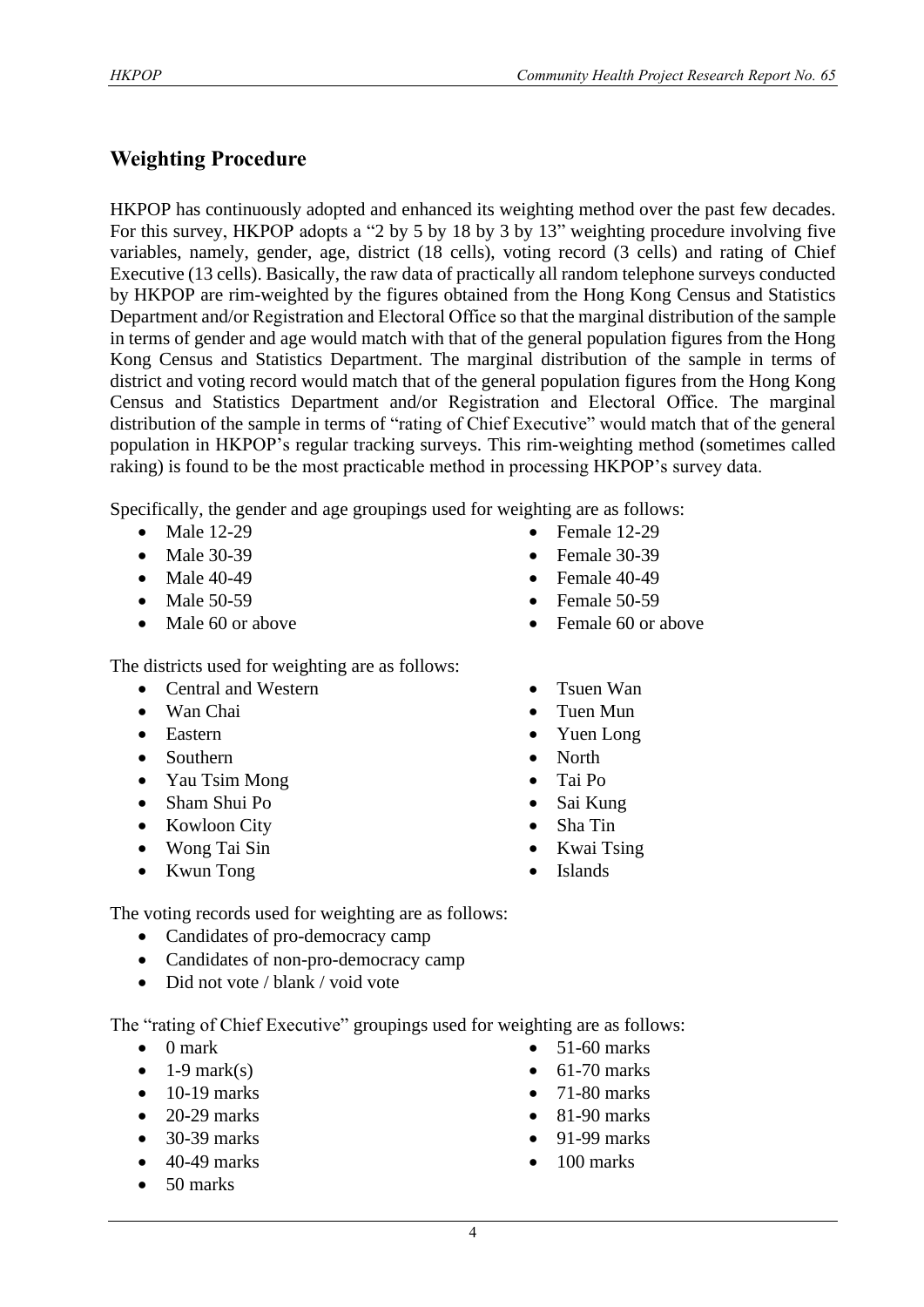## Weighting Procedure

HKPOP has continuously adopted and enhanced its weighting method over the past few decades. For this survey, HKPOP adopts a "2 by 5 by 18 by 3 by 13" weighting procedure involving five variables, namely, gender, age, district (18 cells), voting record (3 cells) and rating of Chief Executive (13 cells). Basically, the raw data of practically all random telephone surveys conducted by HKPOP are rim-weighted by the figures obtained from the Hong Kong Census and Statistics Department and/or Registration and Electoral Office so that the marginal distribution of the sample in terms of gender and age would match with that of the general population figures from the Hong Kong Census and Statistics Department. The marginal distribution of the sample in terms of district and voting record would match that of the general population figures from the Hong Kong Census and Statistics Department and/or Registration and Electoral Office. The marginal distribution of the sample in terms of "rating of Chief Executive" would match that of the general population in HKPOP's regular tracking surveys. This rim-weighting method (sometimes called raking) is found to be the most practicable method in processing HKPOP's survey data.

Specifically, the gender and age groupings used for weighting are as follows:

- Male 12-29
- Male 30-39
- Male 40-49
- Male 50-59
- Male 60 or above
- Female 12-29
- Female 30-39
- Female 40-49
- Female 50-59
- Female 60 or above

The districts used for weighting are as follows:

- Central and Western
- Wan Chai
- Eastern
- Southern
- Yau Tsim Mong
- Sham Shui Po
- Kowloon City
- Wong Tai Sin
- Kwun Tong
- Tsuen Wan
- Tuen Mun
- Yuen Long
- North
- Tai Po
- Sai Kung
- Sha Tin
- Kwai Tsing
- Islands

The voting records used for weighting are as follows:

- Candidates of pro-democracy camp
- Candidates of non-pro-democracy camp
- Did not vote / blank / void vote

The "rating of Chief Executive" groupings used for weighting are as follows:

- 0 mark
- 1-9 mark(s)
- 10-19 marks
- 20-29 marks
- 30-39 marks
- 40-49 marks
- 50 marks
- 51-60 marks
- 61-70 marks
- 71-80 marks
- 81-90 marks
- 91-99 marks
- 100 marks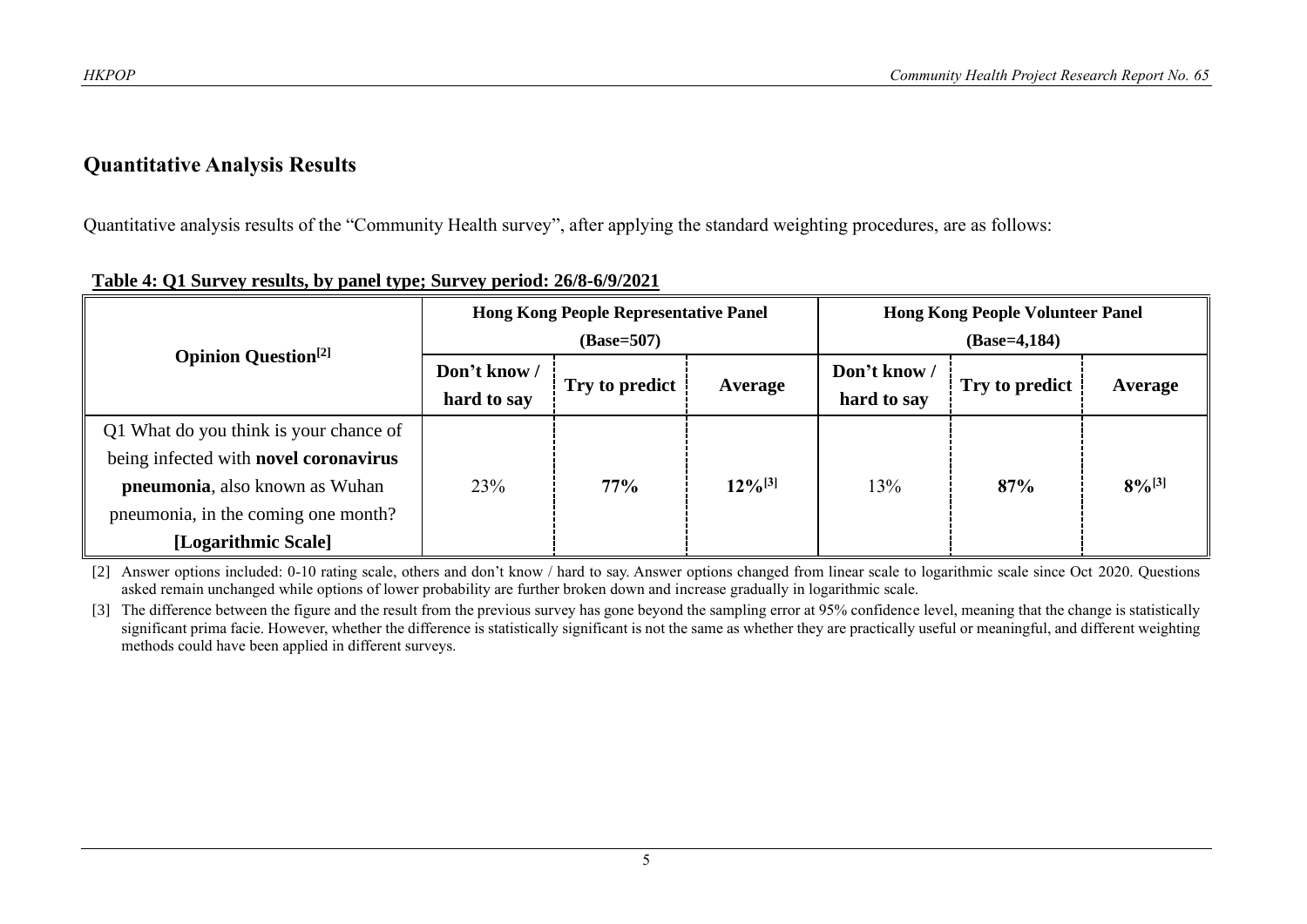## Quantitative Analysis Results

Quantitative analysis results of the "Community Health survey", after applying the standard weighting procedures, are as follows:

**Table 4: Q1 Survey results, by panel type; Survey period: 26/8-6/9/2021**

| Opinion Question[2] | Hong Kong People Representative Panel (Base=507) | | | Hong Kong People Volunteer Panel (Base=4,184) | | |
|---|---|---|---|---|---|---|
| | Don't know / hard to say | Try to predict | Average | Don't know / hard to say | Try to predict | Average |
| Q1 What do you think is your chance of being infected with **novel coronavirus pneumonia**, also known as Wuhan pneumonia, in the coming one month? **[Logarithmic Scale]** | 23% | **77%** | **12%[3]** | 13% | **87%** | **8%[3]** |

[2] Answer options included: 0-10 rating scale, others and don't know / hard to say. Answer options changed from linear scale to logarithmic scale since Oct 2020. Questions asked remain unchanged while options of lower probability are further broken down and increase gradually in logarithmic scale.

[3] The difference between the figure and the result from the previous survey has gone beyond the sampling error at 95% confidence level, meaning that the change is statistically significant prima facie. However, whether the difference is statistically significant is not the same as whether they are practically useful or meaningful, and different weighting methods could have been applied in different surveys.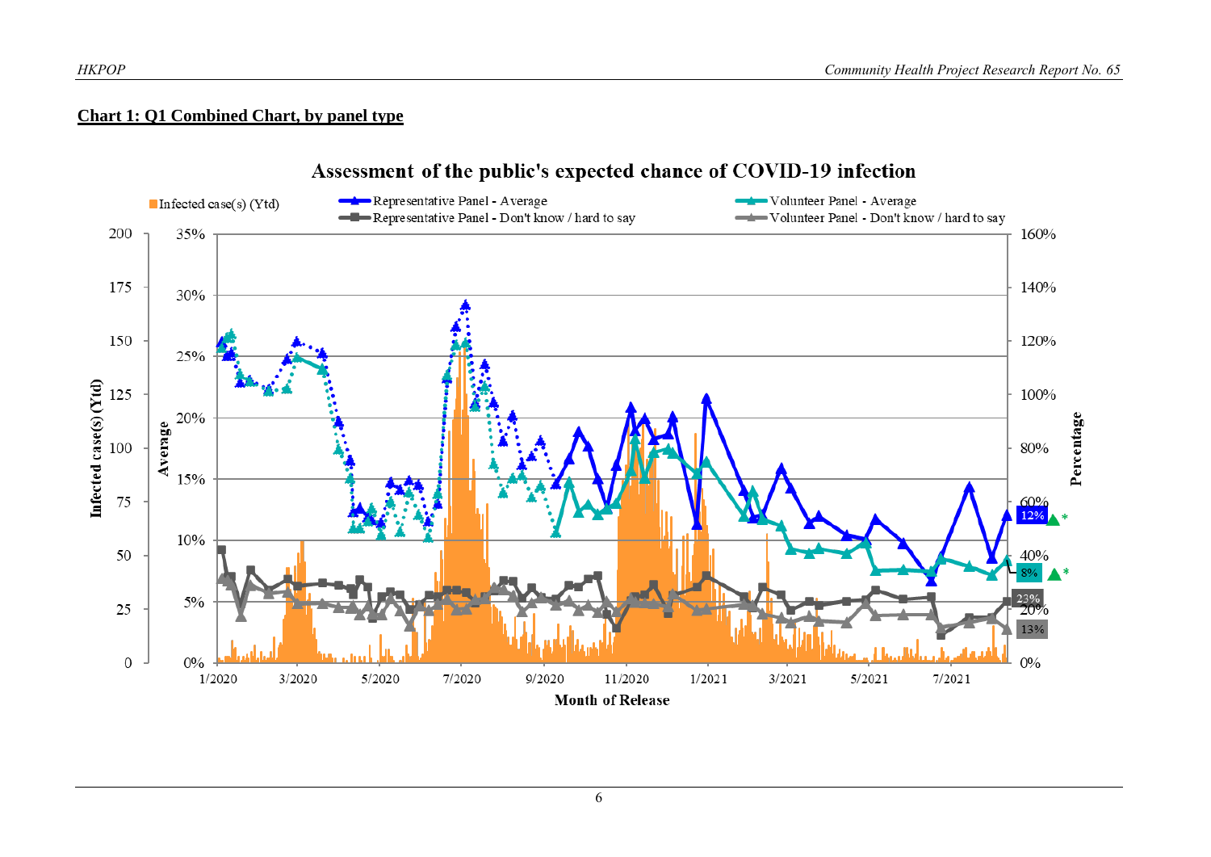**Chart 1: Q1 Combined Chart, by panel type**

Assessment of the public's expected chance of COVID-19 infection

Infected case(s) (Ytd) | Representative Panel - Average | Representative Panel - Don't know / hard to say | Volunteer Panel - Average | Volunteer Panel - Don't know / hard to say

Infected case(s) (Ytd): 0, 25, 50, 75, 100, 125, 150, 175, 200

Average: 0%, 5%, 10%, 15%, 20%, 25%, 30%, 35%

Percentage: 0%, 20%, 40%, 60%, 80%, 100%, 120%, 140%, 160%

Month of Release: 1/2020, 3/2020, 5/2020, 7/2020, 9/2020, 11/2020, 1/2021, 3/2021, 5/2021, 7/2021

12% *

8% *

23%

13%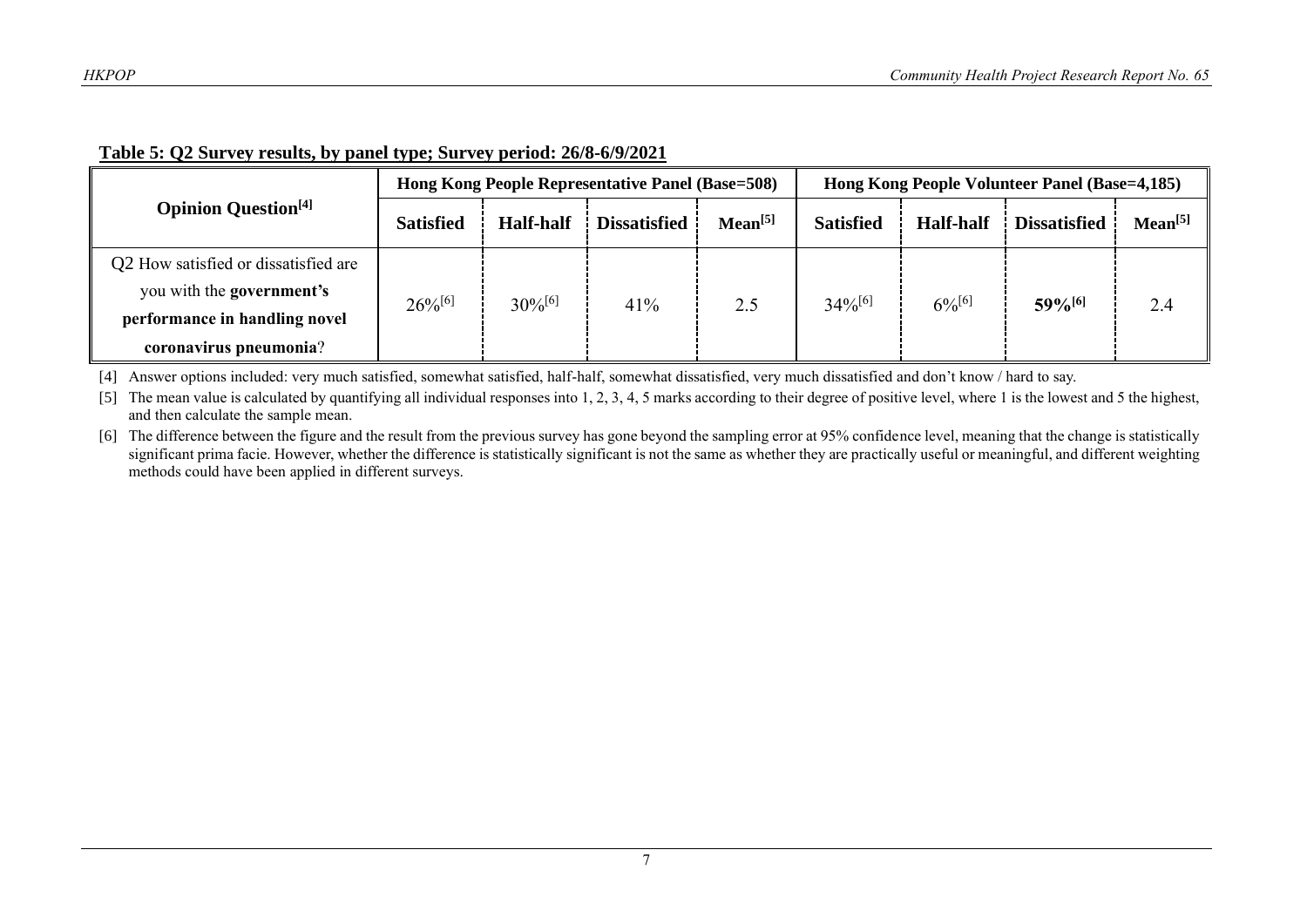**Table 5: Q2 Survey results, by panel type; Survey period: 26/8-6/9/2021**

| Opinion Question[4] | Hong Kong People Representative Panel (Base=508) | | | | Hong Kong People Volunteer Panel (Base=4,185) | | | |
|---|---|---|---|---|---|---|---|---|
| | **Satisfied** | **Half-half** | **Dissatisfied** | **Mean[5]** | **Satisfied** | **Half-half** | **Dissatisfied** | **Mean[5]** |
| Q2 How satisfied or dissatisfied are you with the **government's performance in handling novel coronavirus pneumonia**? | 26%[6] | 30%[6] | 41% | 2.5 | 34%[6] | 6%[6] | **59%[6]** | 2.4 |

[4] Answer options included: very much satisfied, somewhat satisfied, half-half, somewhat dissatisfied, very much dissatisfied and don't know / hard to say.

[5] The mean value is calculated by quantifying all individual responses into 1, 2, 3, 4, 5 marks according to their degree of positive level, where 1 is the lowest and 5 the highest, and then calculate the sample mean.

[6] The difference between the figure and the result from the previous survey has gone beyond the sampling error at 95% confidence level, meaning that the change is statistically significant prima facie. However, whether the difference is statistically significant is not the same as whether they are practically useful or meaningful, and different weighting methods could have been applied in different surveys.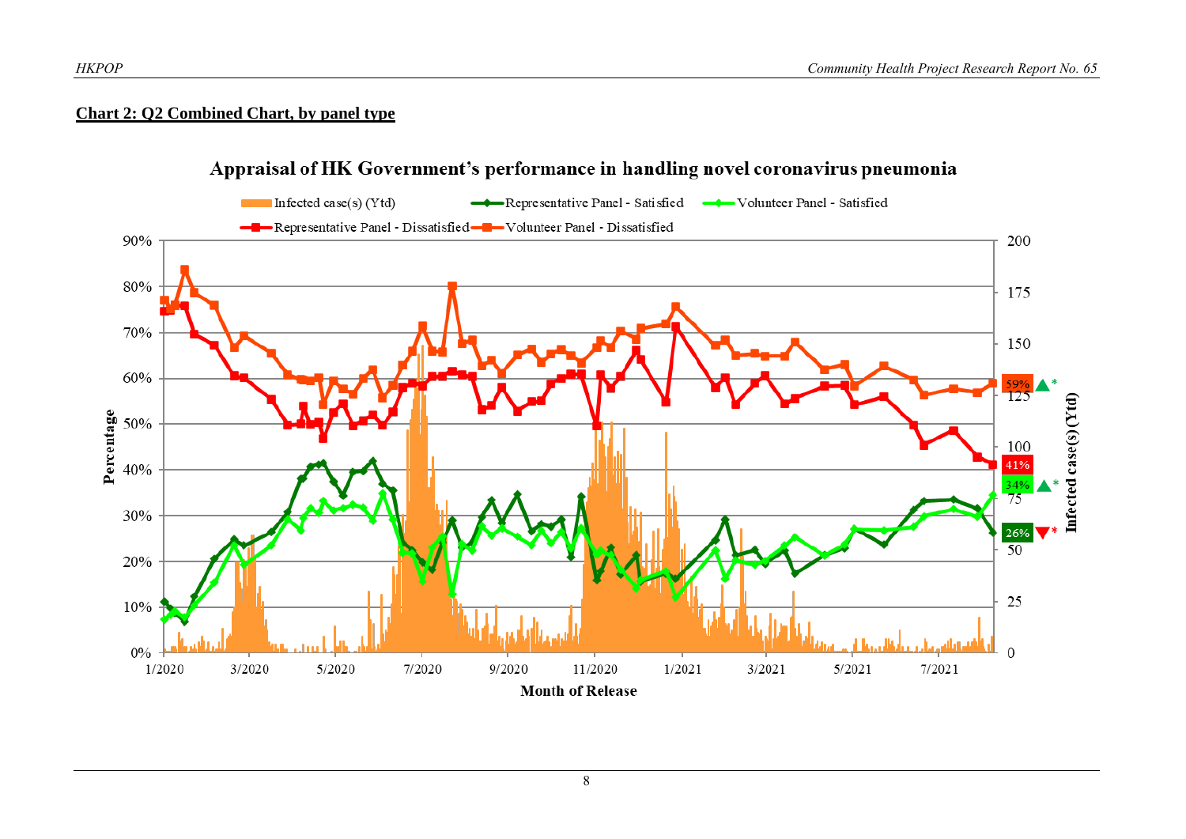**Chart 2: Q2 Combined Chart, by panel type**

Appraisal of HK Government's performance in handling novel coronavirus pneumonia

Infected case(s) (Ytd) | Representative Panel - Satisfied | Volunteer Panel - Satisfied | Representative Panel - Dissatisfied | Volunteer Panel - Dissatisfied

Percentage: 0%, 10%, 20%, 30%, 40%, 50%, 60%, 70%, 80%, 90%

Infected case(s) (Ytd): 0, 25, 50, 75, 100, 125, 150, 175, 200

Month of Release: 1/2020, 3/2020, 5/2020, 7/2020, 9/2020, 11/2020, 1/2021, 3/2021, 5/2021, 7/2021

59% ▲*
41%
34% ▲*
26% ▼*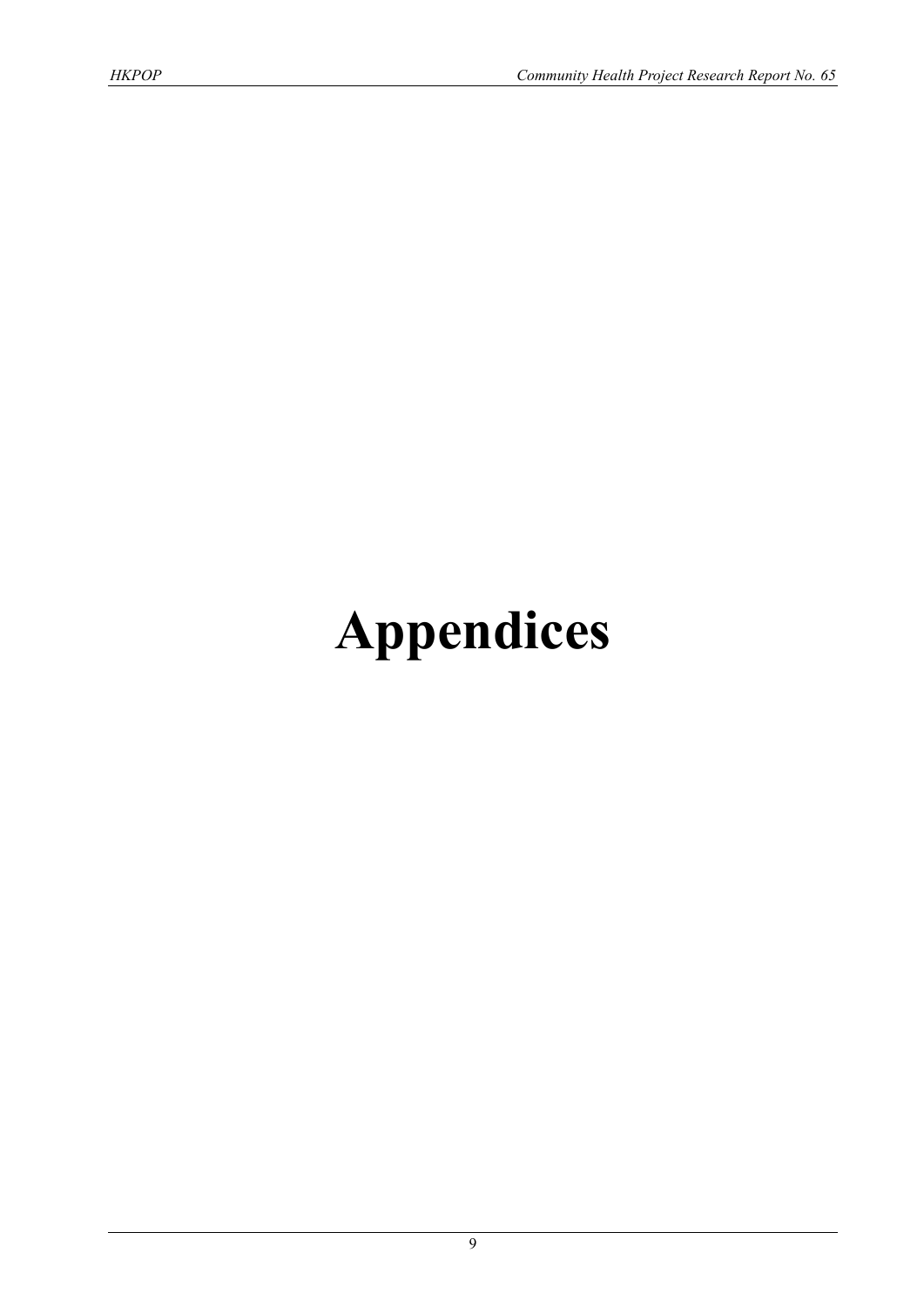# Appendices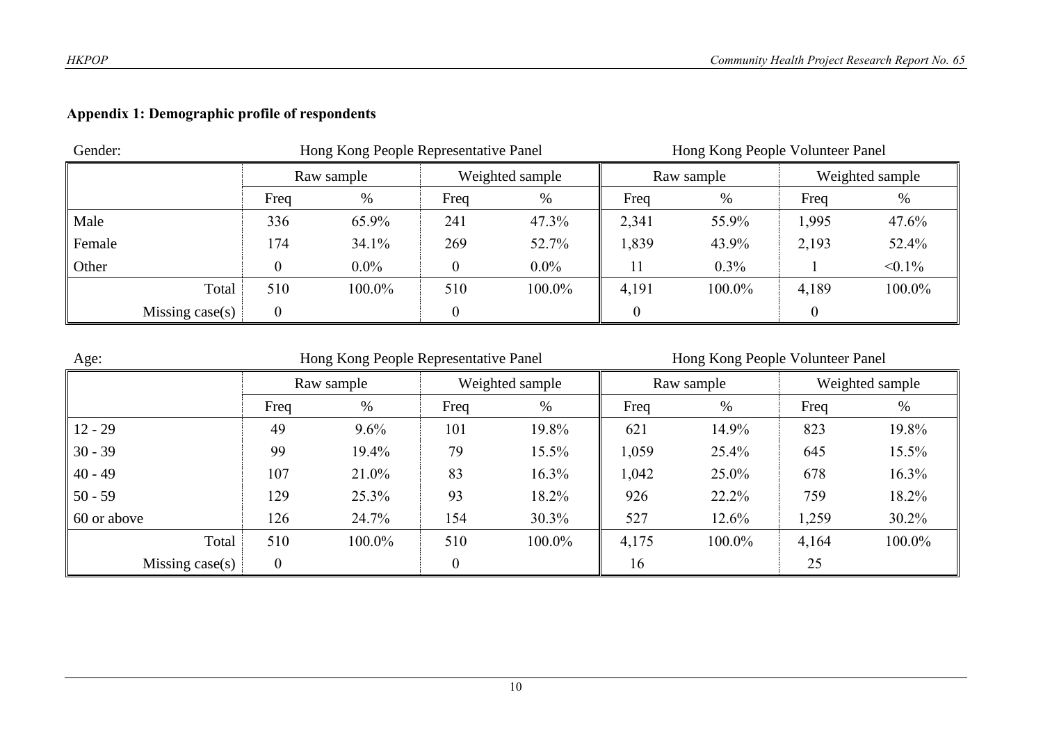**Appendix 1: Demographic profile of respondents**

Gender:

| | Hong Kong People Representative Panel | | | | Hong Kong People Volunteer Panel | | | |
|---|---|---|---|---|---|---|---|---|
| | Raw sample | | Weighted sample | | Raw sample | | Weighted sample | |
| | Freq | % | Freq | % | Freq | % | Freq | % |
| Male | 336 | 65.9% | 241 | 47.3% | 2,341 | 55.9% | 1,995 | 47.6% |
| Female | 174 | 34.1% | 269 | 52.7% | 1,839 | 43.9% | 2,193 | 52.4% |
| Other | 0 | 0.0% | 0 | 0.0% | 11 | 0.3% | 1 | <0.1% |
| Total | 510 | 100.0% | 510 | 100.0% | 4,191 | 100.0% | 4,189 | 100.0% |
| Missing case(s) | 0 | | 0 | | 0 | | 0 | |

Age:

| | Hong Kong People Representative Panel | | | | Hong Kong People Volunteer Panel | | | |
|---|---|---|---|---|---|---|---|---|
| | Raw sample | | Weighted sample | | Raw sample | | Weighted sample | |
| | Freq | % | Freq | % | Freq | % | Freq | % |
| 12 - 29 | 49 | 9.6% | 101 | 19.8% | 621 | 14.9% | 823 | 19.8% |
| 30 - 39 | 99 | 19.4% | 79 | 15.5% | 1,059 | 25.4% | 645 | 15.5% |
| 40 - 49 | 107 | 21.0% | 83 | 16.3% | 1,042 | 25.0% | 678 | 16.3% |
| 50 - 59 | 129 | 25.3% | 93 | 18.2% | 926 | 22.2% | 759 | 18.2% |
| 60 or above | 126 | 24.7% | 154 | 30.3% | 527 | 12.6% | 1,259 | 30.2% |
| Total | 510 | 100.0% | 510 | 100.0% | 4,175 | 100.0% | 4,164 | 100.0% |
| Missing case(s) | 0 | | 0 | | 16 | | 25 | |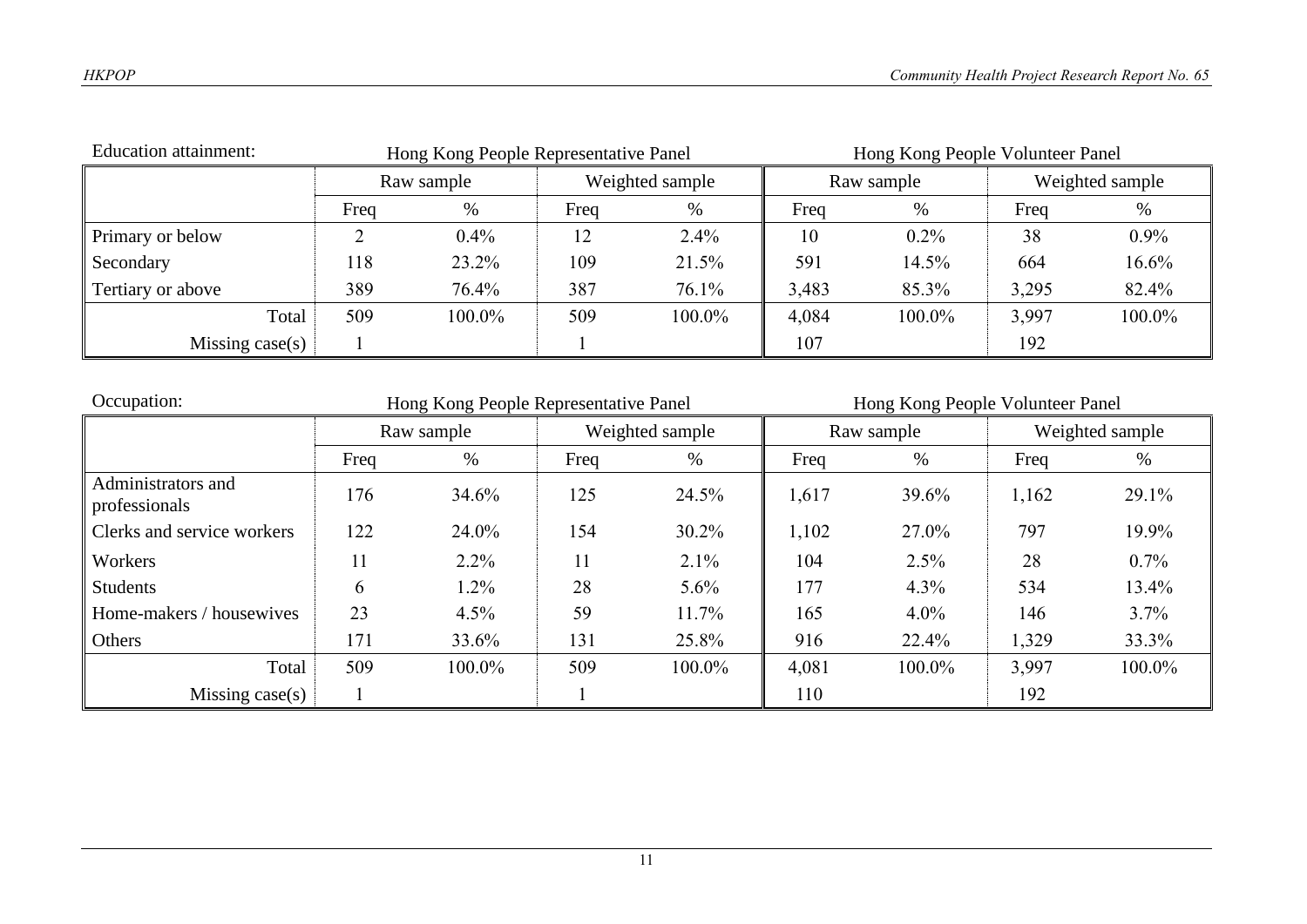Education attainment:

| | Hong Kong People Representative Panel | | | | Hong Kong People Volunteer Panel | | | |
|---|---|---|---|---|---|---|---|---|
| | Raw sample | | Weighted sample | | Raw sample | | Weighted sample | |
| | Freq | % | Freq | % | Freq | % | Freq | % |
| Primary or below | 2 | 0.4% | 12 | 2.4% | 10 | 0.2% | 38 | 0.9% |
| Secondary | 118 | 23.2% | 109 | 21.5% | 591 | 14.5% | 664 | 16.6% |
| Tertiary or above | 389 | 76.4% | 387 | 76.1% | 3,483 | 85.3% | 3,295 | 82.4% |
| Total | 509 | 100.0% | 509 | 100.0% | 4,084 | 100.0% | 3,997 | 100.0% |
| Missing case(s) | 1 | | 1 | | 107 | | 192 | |

Occupation:

| | Hong Kong People Representative Panel | | | | Hong Kong People Volunteer Panel | | | |
|---|---|---|---|---|---|---|---|---|
| | Raw sample | | Weighted sample | | Raw sample | | Weighted sample | |
| | Freq | % | Freq | % | Freq | % | Freq | % |
| Administrators and professionals | 176 | 34.6% | 125 | 24.5% | 1,617 | 39.6% | 1,162 | 29.1% |
| Clerks and service workers | 122 | 24.0% | 154 | 30.2% | 1,102 | 27.0% | 797 | 19.9% |
| Workers | 11 | 2.2% | 11 | 2.1% | 104 | 2.5% | 28 | 0.7% |
| Students | 6 | 1.2% | 28 | 5.6% | 177 | 4.3% | 534 | 13.4% |
| Home-makers / housewives | 23 | 4.5% | 59 | 11.7% | 165 | 4.0% | 146 | 3.7% |
| Others | 171 | 33.6% | 131 | 25.8% | 916 | 22.4% | 1,329 | 33.3% |
| Total | 509 | 100.0% | 509 | 100.0% | 4,081 | 100.0% | 3,997 | 100.0% |
| Missing case(s) | 1 | | 1 | | 110 | | 192 | |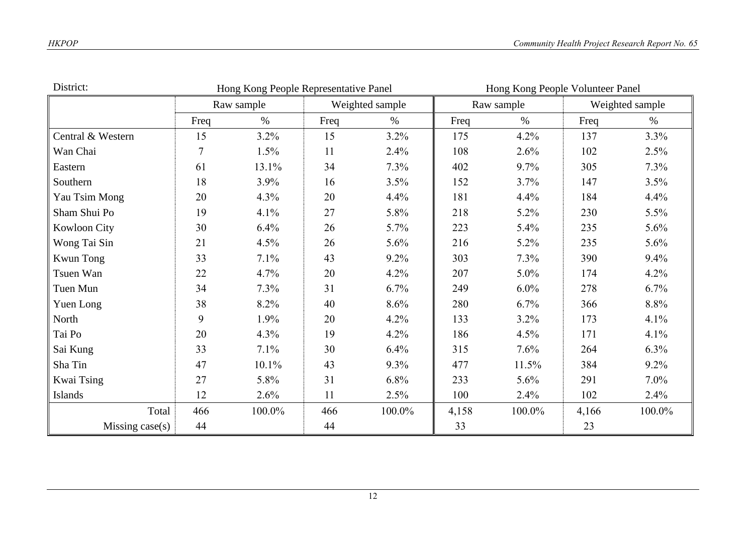District:

| | Hong Kong People Representative Panel | | | | Hong Kong People Volunteer Panel | | | |
|---|---|---|---|---|---|---|---|---|
| | Raw sample | | Weighted sample | | Raw sample | | Weighted sample | |
| | Freq | % | Freq | % | Freq | % | Freq | % |
| Central & Western | 15 | 3.2% | 15 | 3.2% | 175 | 4.2% | 137 | 3.3% |
| Wan Chai | 7 | 1.5% | 11 | 2.4% | 108 | 2.6% | 102 | 2.5% |
| Eastern | 61 | 13.1% | 34 | 7.3% | 402 | 9.7% | 305 | 7.3% |
| Southern | 18 | 3.9% | 16 | 3.5% | 152 | 3.7% | 147 | 3.5% |
| Yau Tsim Mong | 20 | 4.3% | 20 | 4.4% | 181 | 4.4% | 184 | 4.4% |
| Sham Shui Po | 19 | 4.1% | 27 | 5.8% | 218 | 5.2% | 230 | 5.5% |
| Kowloon City | 30 | 6.4% | 26 | 5.7% | 223 | 5.4% | 235 | 5.6% |
| Wong Tai Sin | 21 | 4.5% | 26 | 5.6% | 216 | 5.2% | 235 | 5.6% |
| Kwun Tong | 33 | 7.1% | 43 | 9.2% | 303 | 7.3% | 390 | 9.4% |
| Tsuen Wan | 22 | 4.7% | 20 | 4.2% | 207 | 5.0% | 174 | 4.2% |
| Tuen Mun | 34 | 7.3% | 31 | 6.7% | 249 | 6.0% | 278 | 6.7% |
| Yuen Long | 38 | 8.2% | 40 | 8.6% | 280 | 6.7% | 366 | 8.8% |
| North | 9 | 1.9% | 20 | 4.2% | 133 | 3.2% | 173 | 4.1% |
| Tai Po | 20 | 4.3% | 19 | 4.2% | 186 | 4.5% | 171 | 4.1% |
| Sai Kung | 33 | 7.1% | 30 | 6.4% | 315 | 7.6% | 264 | 6.3% |
| Sha Tin | 47 | 10.1% | 43 | 9.3% | 477 | 11.5% | 384 | 9.2% |
| Kwai Tsing | 27 | 5.8% | 31 | 6.8% | 233 | 5.6% | 291 | 7.0% |
| Islands | 12 | 2.6% | 11 | 2.5% | 100 | 2.4% | 102 | 2.4% |
| Total | 466 | 100.0% | 466 | 100.0% | 4,158 | 100.0% | 4,166 | 100.0% |
| Missing case(s) | 44 | | 44 | | 33 | | 23 | |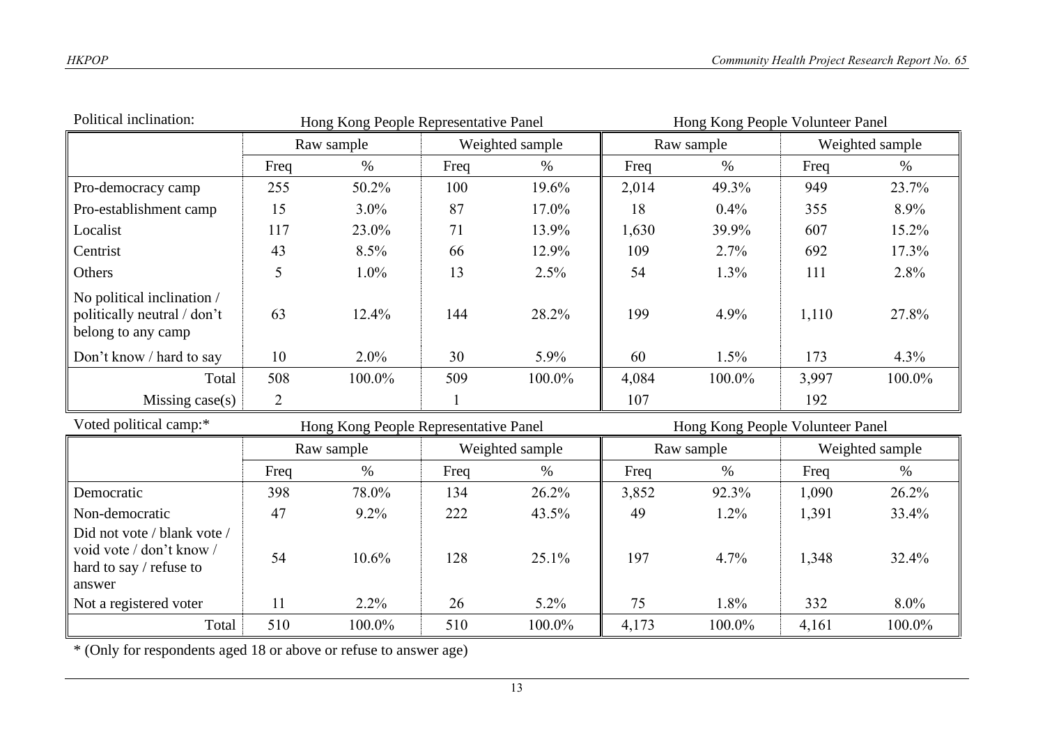Political inclination:

| | Hong Kong People Representative Panel | | | | Hong Kong People Volunteer Panel | | | |
|---|---|---|---|---|---|---|---|---|
| | Raw sample | | Weighted sample | | Raw sample | | Weighted sample | |
| | Freq | % | Freq | % | Freq | % | Freq | % |
| Pro-democracy camp | 255 | 50.2% | 100 | 19.6% | 2,014 | 49.3% | 949 | 23.7% |
| Pro-establishment camp | 15 | 3.0% | 87 | 17.0% | 18 | 0.4% | 355 | 8.9% |
| Localist | 117 | 23.0% | 71 | 13.9% | 1,630 | 39.9% | 607 | 15.2% |
| Centrist | 43 | 8.5% | 66 | 12.9% | 109 | 2.7% | 692 | 17.3% |
| Others | 5 | 1.0% | 13 | 2.5% | 54 | 1.3% | 111 | 2.8% |
| No political inclination / politically neutral / don't belong to any camp | 63 | 12.4% | 144 | 28.2% | 199 | 4.9% | 1,110 | 27.8% |
| Don't know / hard to say | 10 | 2.0% | 30 | 5.9% | 60 | 1.5% | 173 | 4.3% |
| Total | 508 | 100.0% | 509 | 100.0% | 4,084 | 100.0% | 3,997 | 100.0% |
| Missing case(s) | 2 | | 1 | | 107 | | 192 | |

Voted political camp:*

| | Hong Kong People Representative Panel | | | | Hong Kong People Volunteer Panel | | | |
|---|---|---|---|---|---|---|---|---|
| | Raw sample | | Weighted sample | | Raw sample | | Weighted sample | |
| | Freq | % | Freq | % | Freq | % | Freq | % |
| Democratic | 398 | 78.0% | 134 | 26.2% | 3,852 | 92.3% | 1,090 | 26.2% |
| Non-democratic | 47 | 9.2% | 222 | 43.5% | 49 | 1.2% | 1,391 | 33.4% |
| Did not vote / blank vote / void vote / don't know / hard to say / refuse to answer | 54 | 10.6% | 128 | 25.1% | 197 | 4.7% | 1,348 | 32.4% |
| Not a registered voter | 11 | 2.2% | 26 | 5.2% | 75 | 1.8% | 332 | 8.0% |
| Total | 510 | 100.0% | 510 | 100.0% | 4,173 | 100.0% | 4,161 | 100.0% |

* (Only for respondents aged 18 or above or refuse to answer age)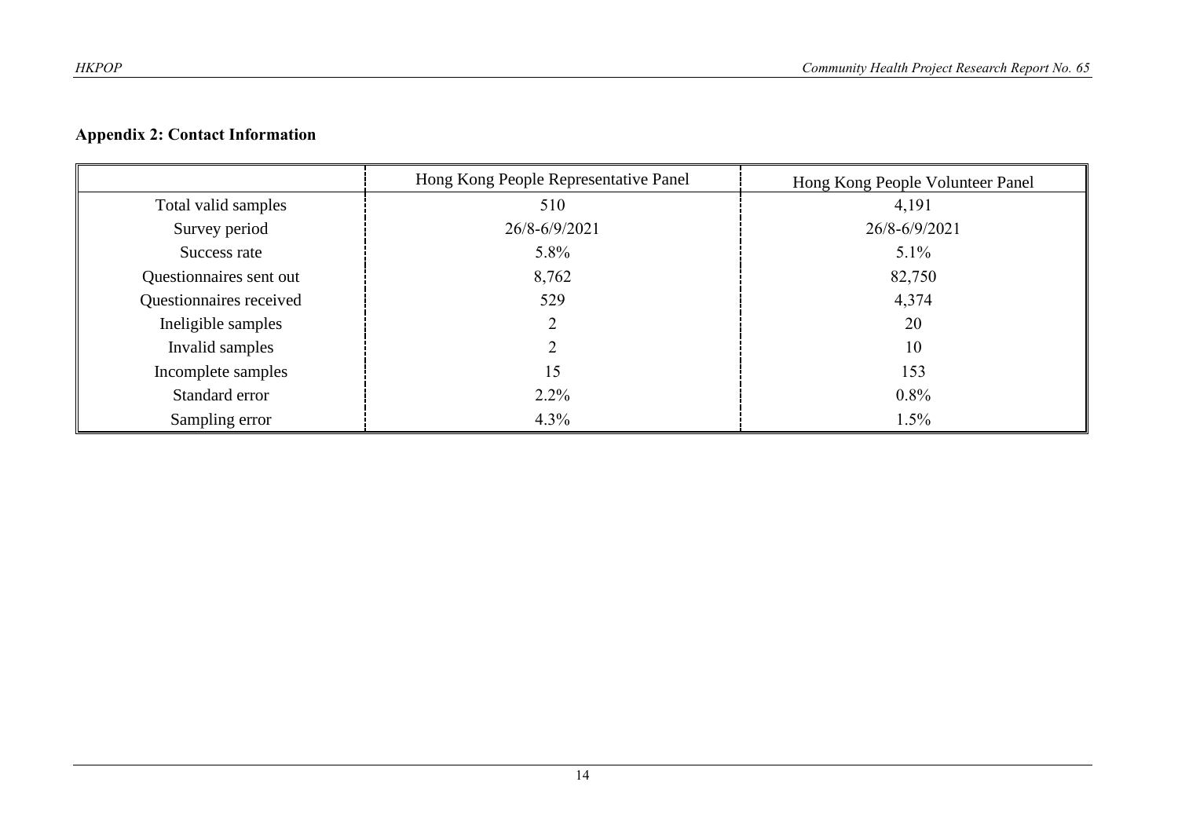**Appendix 2: Contact Information**

| | Hong Kong People Representative Panel | Hong Kong People Volunteer Panel |
|---|---|---|
| Total valid samples | 510 | 4,191 |
| Survey period | 26/8-6/9/2021 | 26/8-6/9/2021 |
| Success rate | 5.8% | 5.1% |
| Questionnaires sent out | 8,762 | 82,750 |
| Questionnaires received | 529 | 4,374 |
| Ineligible samples | 2 | 20 |
| Invalid samples | 2 | 10 |
| Incomplete samples | 15 | 153 |
| Standard error | 2.2% | 0.8% |
| Sampling error | 4.3% | 1.5% |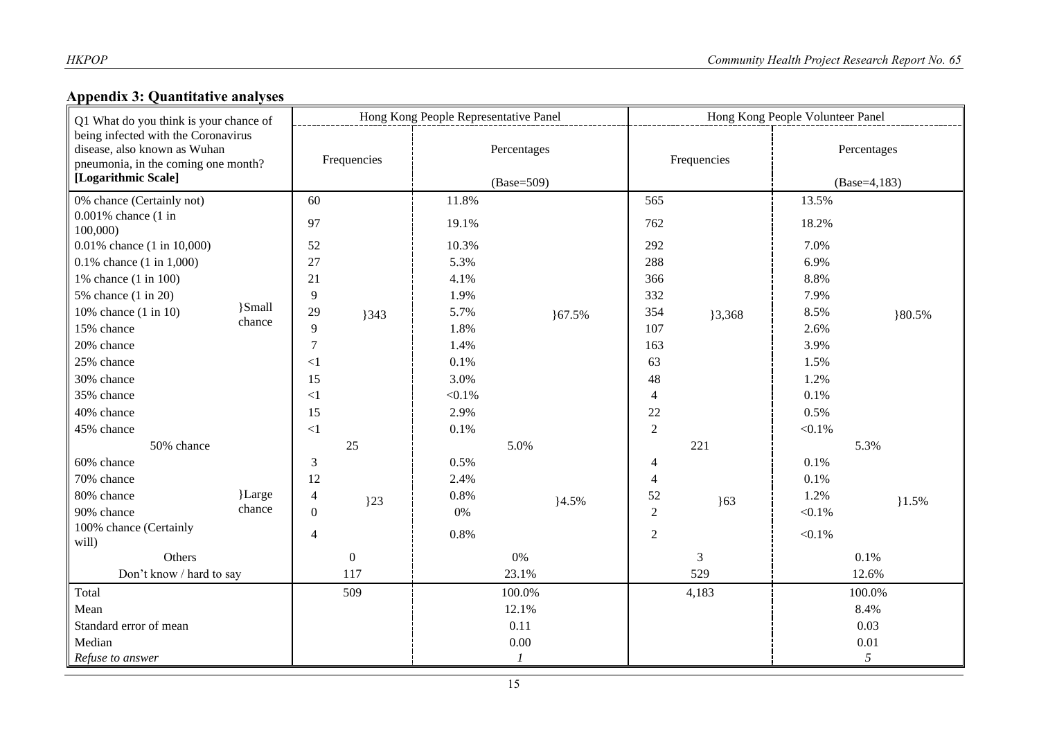## Appendix 3: Quantitative analyses

| Q1 What do you think is your chance of being infected with the Coronavirus disease, also known as Wuhan pneumonia, in the coming one month? **[Logarithmic Scale]** | | Hong Kong People Representative Panel | | | | Hong Kong People Volunteer Panel | | | |
|---|---|---|---|---|---|---|---|---|---|
| | | Frequencies | | Percentages (Base=509) | | Frequencies | | Percentages (Base=4,183) | |
| 0% chance (Certainly not) | }Small chance | 60 | }343 | 11.8% | }67.5% | 565 | }3,368 | 13.5% | }80.5% |
| 0.001% chance (1 in 100,000) | | 97 | | 19.1% | | 762 | | 18.2% | |
| 0.01% chance (1 in 10,000) | | 52 | | 10.3% | | 292 | | 7.0% | |
| 0.1% chance (1 in 1,000) | | 27 | | 5.3% | | 288 | | 6.9% | |
| 1% chance (1 in 100) | | 21 | | 4.1% | | 366 | | 8.8% | |
| 5% chance (1 in 20) | | 9 | | 1.9% | | 332 | | 7.9% | |
| 10% chance (1 in 10) | | 29 | | 5.7% | | 354 | | 8.5% | |
| 15% chance | | 9 | | 1.8% | | 107 | | 2.6% | |
| 20% chance | | 7 | | 1.4% | | 163 | | 3.9% | |
| 25% chance | | <1 | | 0.1% | | 63 | | 1.5% | |
| 30% chance | | 15 | | 3.0% | | 48 | | 1.2% | |
| 35% chance | | <1 | | <0.1% | | 4 | | 0.1% | |
| 40% chance | | 15 | | 2.9% | | 22 | | 0.5% | |
| 45% chance | | <1 | | 0.1% | | 2 | | <0.1% | |
| 50% chance | | 25 | | 5.0% | | 221 | | 5.3% | |
| 60% chance | }Large chance | 3 | }23 | 0.5% | }4.5% | 4 | }63 | 0.1% | }1.5% |
| 70% chance | | 12 | | 2.4% | | 4 | | 0.1% | |
| 80% chance | | 4 | | 0.8% | | 52 | | 1.2% | |
| 90% chance | | 0 | | 0% | | 2 | | <0.1% | |
| 100% chance (Certainly will) | | 4 | | 0.8% | | 2 | | <0.1% | |
| Others | | 0 | | 0% | | 3 | | 0.1% | |
| Don't know / hard to say | | 117 | | 23.1% | | 529 | | 12.6% | |
| Total | | 509 | | 100.0% | | 4,183 | | 100.0% | |
| Mean | | | | 12.1% | | | | 8.4% | |
| Standard error of mean | | | | 0.11 | | | | 0.03 | |
| Median | | | | 0.00 | | | | 0.01 | |
| *Refuse to answer* | | | | *1* | | | | *5* | |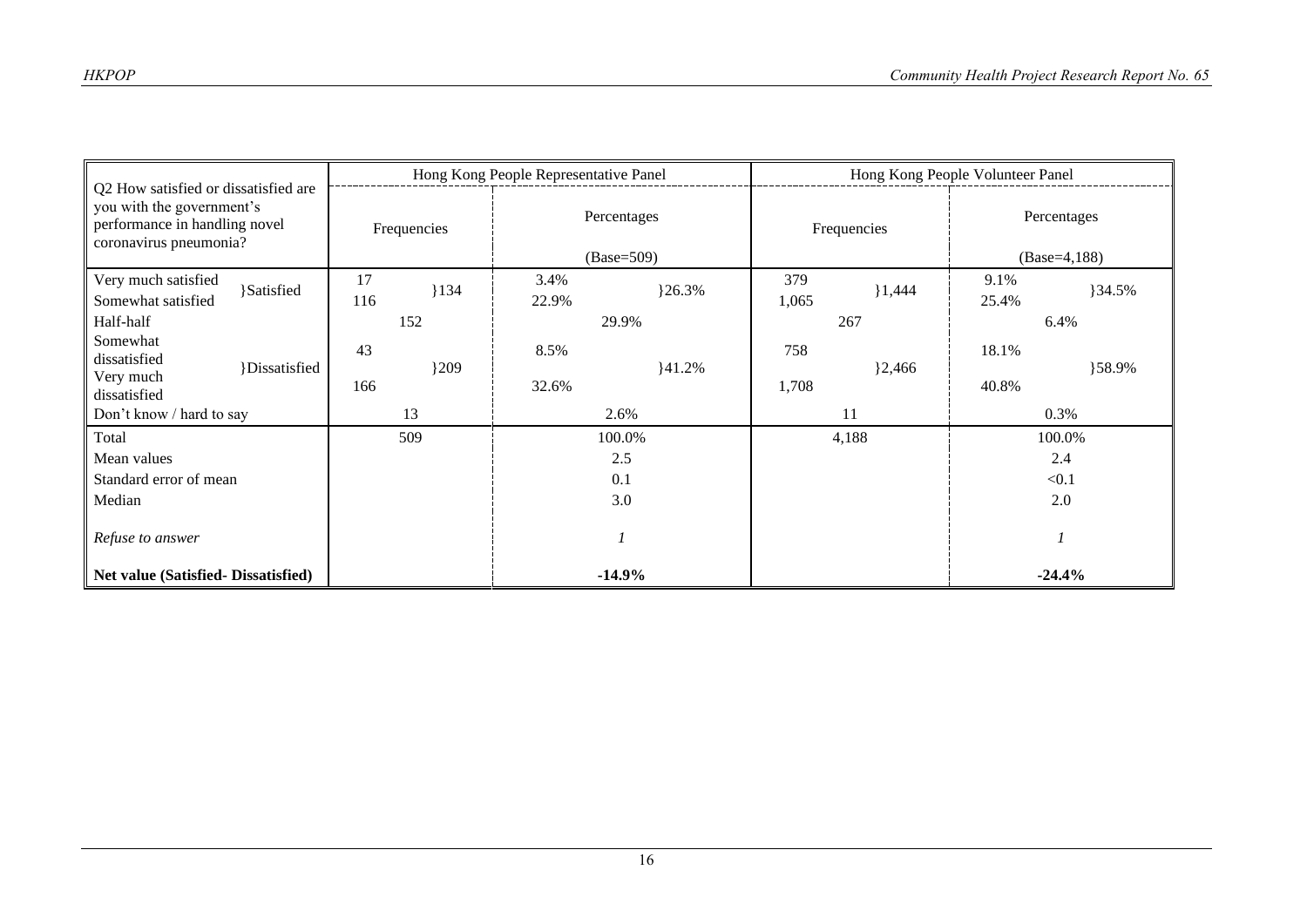| Q2 How satisfied or dissatisfied are you with the government's performance in handling novel coronavirus pneumonia? | | Hong Kong People Representative Panel | | | | Hong Kong People Volunteer Panel | | | |
|---|---|---|---|---|---|---|---|---|---|
| | | Frequencies | | Percentages (Base=509) | | Frequencies | | Percentages (Base=4,188) | |
| Very much satisfied | }Satisfied | 17 | }134 | 3.4% | }26.3% | 379 | }1,444 | 9.1% | }34.5% |
| Somewhat satisfied | | 116 | | 22.9% | | 1,065 | | 25.4% | |
| Half-half | | 152 | | 29.9% | | 267 | | 6.4% | |
| Somewhat dissatisfied | }Dissatisfied | 43 | }209 | 8.5% | }41.2% | 758 | }2,466 | 18.1% | }58.9% |
| Very much dissatisfied | | 166 | | 32.6% | | 1,708 | | 40.8% | |
| Don't know / hard to say | | 13 | | 2.6% | | 11 | | 0.3% | |
| Total | | 509 | | 100.0% | | 4,188 | | 100.0% | |
| Mean values | | | | 2.5 | | | | 2.4 | |
| Standard error of mean | | | | 0.1 | | | | <0.1 | |
| Median | | | | 3.0 | | | | 2.0 | |
| *Refuse to answer* | | | | *1* | | | | *1* | |
| **Net value (Satisfied- Dissatisfied)** | | | | **-14.9%** | | | | **-24.4%** | |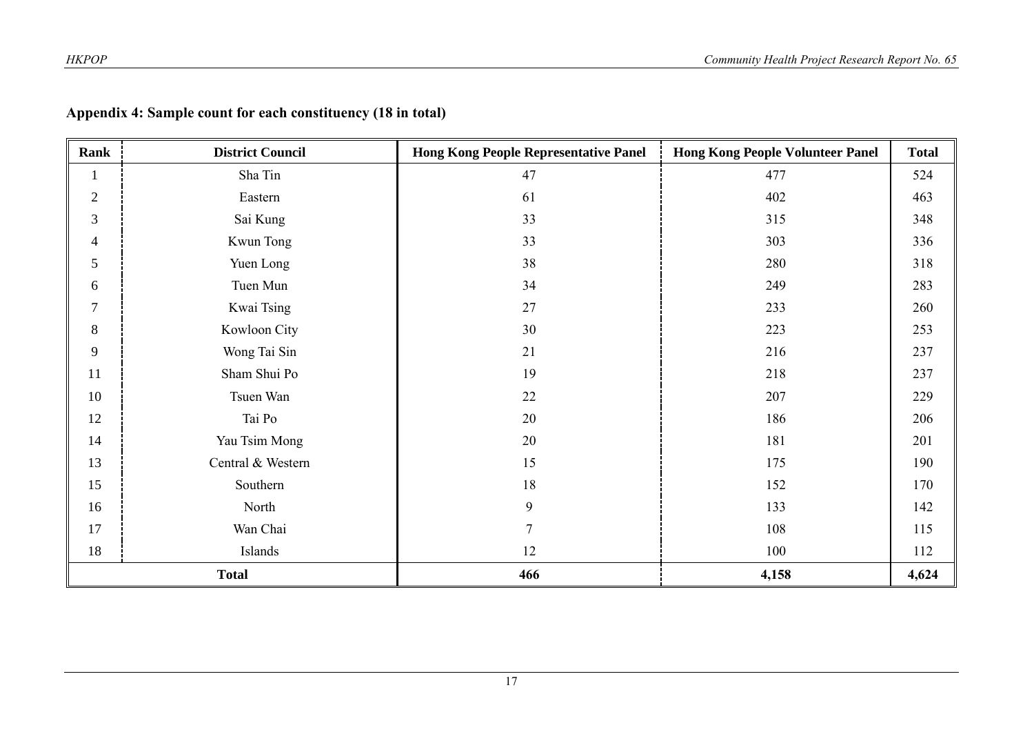## Appendix 4: Sample count for each constituency (18 in total)

| Rank | District Council | Hong Kong People Representative Panel | Hong Kong People Volunteer Panel | Total |
|---|---|---|---|---|
| 1 | Sha Tin | 47 | 477 | 524 |
| 2 | Eastern | 61 | 402 | 463 |
| 3 | Sai Kung | 33 | 315 | 348 |
| 4 | Kwun Tong | 33 | 303 | 336 |
| 5 | Yuen Long | 38 | 280 | 318 |
| 6 | Tuen Mun | 34 | 249 | 283 |
| 7 | Kwai Tsing | 27 | 233 | 260 |
| 8 | Kowloon City | 30 | 223 | 253 |
| 9 | Wong Tai Sin | 21 | 216 | 237 |
| 11 | Sham Shui Po | 19 | 218 | 237 |
| 10 | Tsuen Wan | 22 | 207 | 229 |
| 12 | Tai Po | 20 | 186 | 206 |
| 14 | Yau Tsim Mong | 20 | 181 | 201 |
| 13 | Central & Western | 15 | 175 | 190 |
| 15 | Southern | 18 | 152 | 170 |
| 16 | North | 9 | 133 | 142 |
| 17 | Wan Chai | 7 | 108 | 115 |
| 18 | Islands | 12 | 100 | 112 |
| **Total** | | **466** | **4,158** | **4,624** |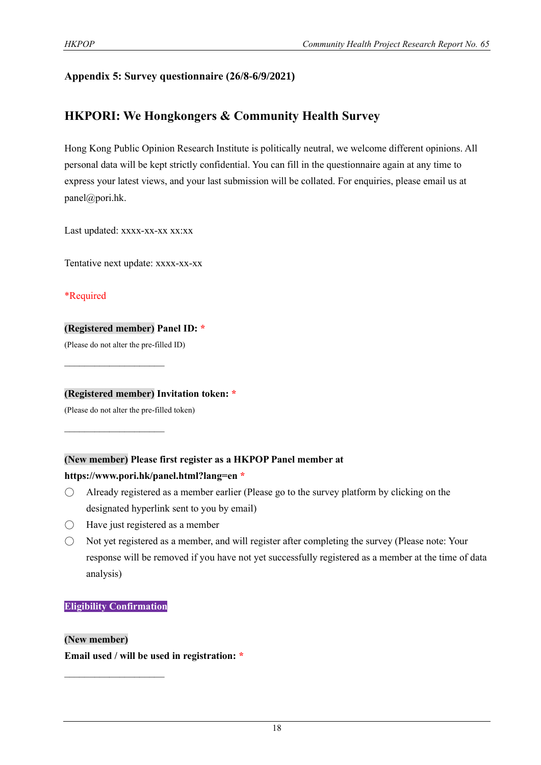## Appendix 5: Survey questionnaire (26/8-6/9/2021)

# HKPORI: We Hongkongers & Community Health Survey

Hong Kong Public Opinion Research Institute is politically neutral, we welcome different opinions. All personal data will be kept strictly confidential. You can fill in the questionnaire again at any time to express your latest views, and your last submission will be collated. For enquiries, please email us at panel@pori.hk.

Last updated: xxxx-xx-xx xx:xx

Tentative next update: xxxx-xx-xx

*Required

**(Registered member) Panel ID:** *

(Please do not alter the pre-filled ID)

______________________

**(Registered member) Invitation token:** *

(Please do not alter the pre-filled token)

______________________

**(New member) Please first register as a HKPOP Panel member at https://www.pori.hk/panel.html?lang=en** *

- ◯ Already registered as a member earlier (Please go to the survey platform by clicking on the designated hyperlink sent to you by email)
- ◯ Have just registered as a member
- ◯ Not yet registered as a member, and will register after completing the survey (Please note: Your response will be removed if you have not yet successfully registered as a member at the time of data analysis)

**Eligibility Confirmation**

**(New member)**

**Email used / will be used in registration:** *

______________________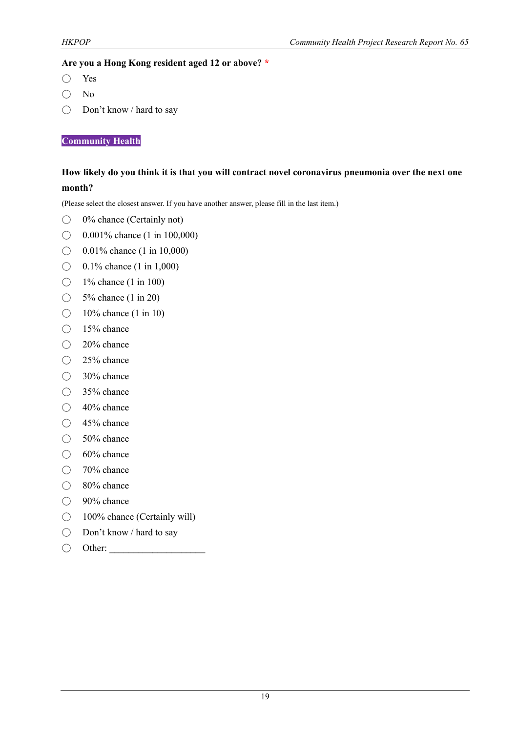**Are you a Hong Kong resident aged 12 or above?** *

- ◯ Yes
- ◯ No
- ◯ Don't know / hard to say

**Community Health**

**How likely do you think it is that you will contract novel coronavirus pneumonia over the next one month?**

(Please select the closest answer. If you have another answer, please fill in the last item.)

- ◯ 0% chance (Certainly not)
- ◯ 0.001% chance (1 in 100,000)
- ◯ 0.01% chance (1 in 10,000)
- ◯ 0.1% chance (1 in 1,000)
- ◯ 1% chance (1 in 100)
- ◯ 5% chance (1 in 20)
- ◯ 10% chance (1 in 10)
- ◯ 15% chance
- ◯ 20% chance
- ◯ 25% chance
- ◯ 30% chance
- ◯ 35% chance
- ◯ 40% chance
- ◯ 45% chance
- ◯ 50% chance
- ◯ 60% chance
- ◯ 70% chance
- ◯ 80% chance
- ◯ 90% chance
- ◯ 100% chance (Certainly will)
- ◯ Don't know / hard to say
- ◯ Other: ____________________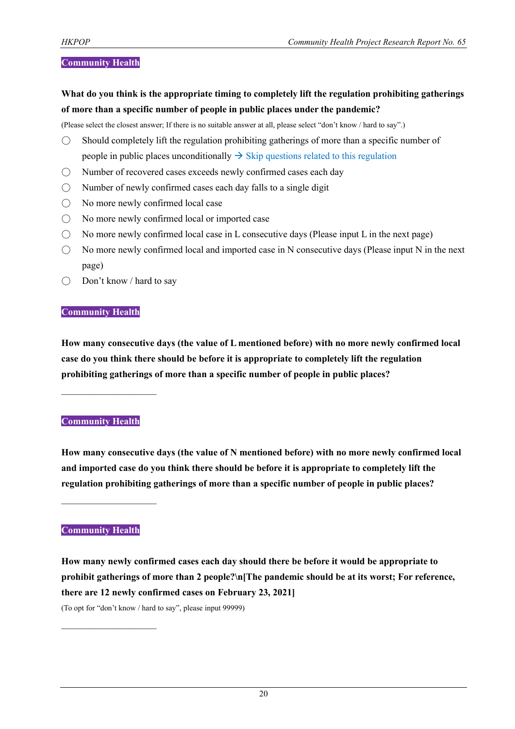**Community Health**

**What do you think is the appropriate timing to completely lift the regulation prohibiting gatherings of more than a specific number of people in public places under the pandemic?**

(Please select the closest answer; If there is no suitable answer at all, please select "don't know / hard to say".)

- ◯ Should completely lift the regulation prohibiting gatherings of more than a specific number of people in public places unconditionally → Skip questions related to this regulation
- ◯ Number of recovered cases exceeds newly confirmed cases each day
- ◯ Number of newly confirmed cases each day falls to a single digit
- ◯ No more newly confirmed local case
- ◯ No more newly confirmed local or imported case
- ◯ No more newly confirmed local case in L consecutive days (Please input L in the next page)
- ◯ No more newly confirmed local and imported case in N consecutive days (Please input N in the next page)
- ◯ Don't know / hard to say

**Community Health**

**How many consecutive days (the value of L mentioned before) with no more newly confirmed local case do you think there should be before it is appropriate to completely lift the regulation prohibiting gatherings of more than a specific number of people in public places?**

\_\_\_\_\_\_\_\_\_\_\_\_\_\_\_\_\_\_\_\_

**Community Health**

**How many consecutive days (the value of N mentioned before) with no more newly confirmed local and imported case do you think there should be before it is appropriate to completely lift the regulation prohibiting gatherings of more than a specific number of people in public places?**

\_\_\_\_\_\_\_\_\_\_\_\_\_\_\_\_\_\_\_\_

**Community Health**

**How many newly confirmed cases each day should there be before it would be appropriate to prohibit gatherings of more than 2 people?\n[The pandemic should be at its worst; For reference, there are 12 newly confirmed cases on February 23, 2021]**

(To opt for "don't know / hard to say", please input 99999)

\_\_\_\_\_\_\_\_\_\_\_\_\_\_\_\_\_\_\_\_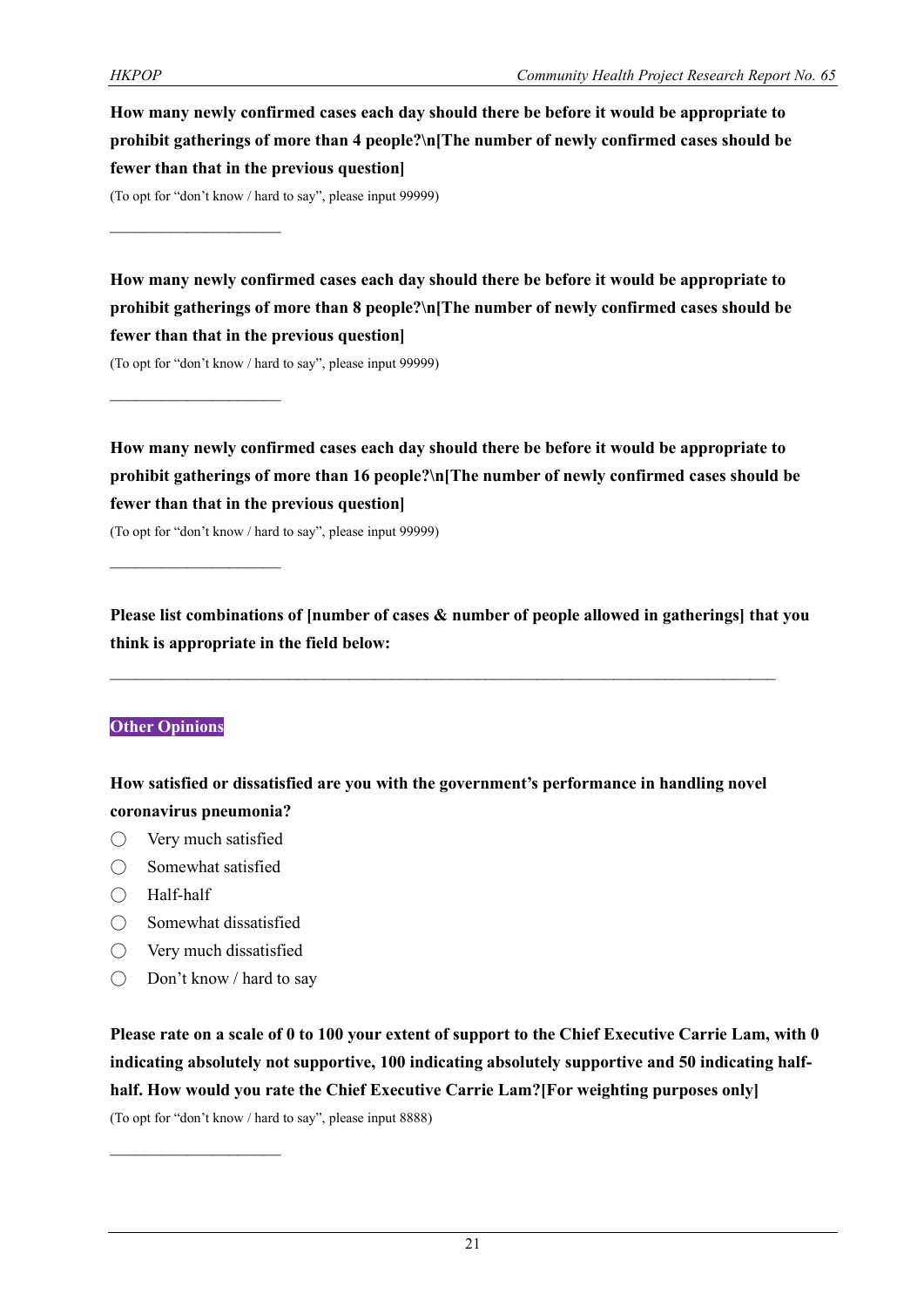**How many newly confirmed cases each day should there be before it would be appropriate to prohibit gatherings of more than 4 people?\n[The number of newly confirmed cases should be fewer than that in the previous question]**

(To opt for "don't know / hard to say", please input 99999)

\_\_\_\_\_\_\_\_\_\_\_\_\_\_\_\_\_\_\_\_\_\_

**How many newly confirmed cases each day should there be before it would be appropriate to prohibit gatherings of more than 8 people?\n[The number of newly confirmed cases should be fewer than that in the previous question]**

(To opt for "don't know / hard to say", please input 99999)

\_\_\_\_\_\_\_\_\_\_\_\_\_\_\_\_\_\_\_\_\_\_

**How many newly confirmed cases each day should there be before it would be appropriate to prohibit gatherings of more than 16 people?\n[The number of newly confirmed cases should be fewer than that in the previous question]**

(To opt for "don't know / hard to say", please input 99999)

\_\_\_\_\_\_\_\_\_\_\_\_\_\_\_\_\_\_\_\_\_\_

**Please list combinations of [number of cases & number of people allowed in gatherings] that you think is appropriate in the field below:**

\_\_\_\_\_\_\_\_\_\_\_\_\_\_\_\_\_\_\_\_\_\_\_\_\_\_\_\_\_\_\_\_\_\_\_\_\_\_\_\_\_\_\_\_\_\_\_\_\_\_\_\_\_\_\_\_\_\_\_\_\_\_\_\_\_\_\_\_\_\_\_\_\_\_\_\_\_\_

**Other Opinions**

**How satisfied or dissatisfied are you with the government's performance in handling novel coronavirus pneumonia?**

- ◯ Very much satisfied
- ◯ Somewhat satisfied
- ◯ Half-half
- ◯ Somewhat dissatisfied
- ◯ Very much dissatisfied
- ◯ Don't know / hard to say

**Please rate on a scale of 0 to 100 your extent of support to the Chief Executive Carrie Lam, with 0 indicating absolutely not supportive, 100 indicating absolutely supportive and 50 indicating half-half. How would you rate the Chief Executive Carrie Lam?[For weighting purposes only]**

(To opt for "don't know / hard to say", please input 8888)

\_\_\_\_\_\_\_\_\_\_\_\_\_\_\_\_\_\_\_\_\_\_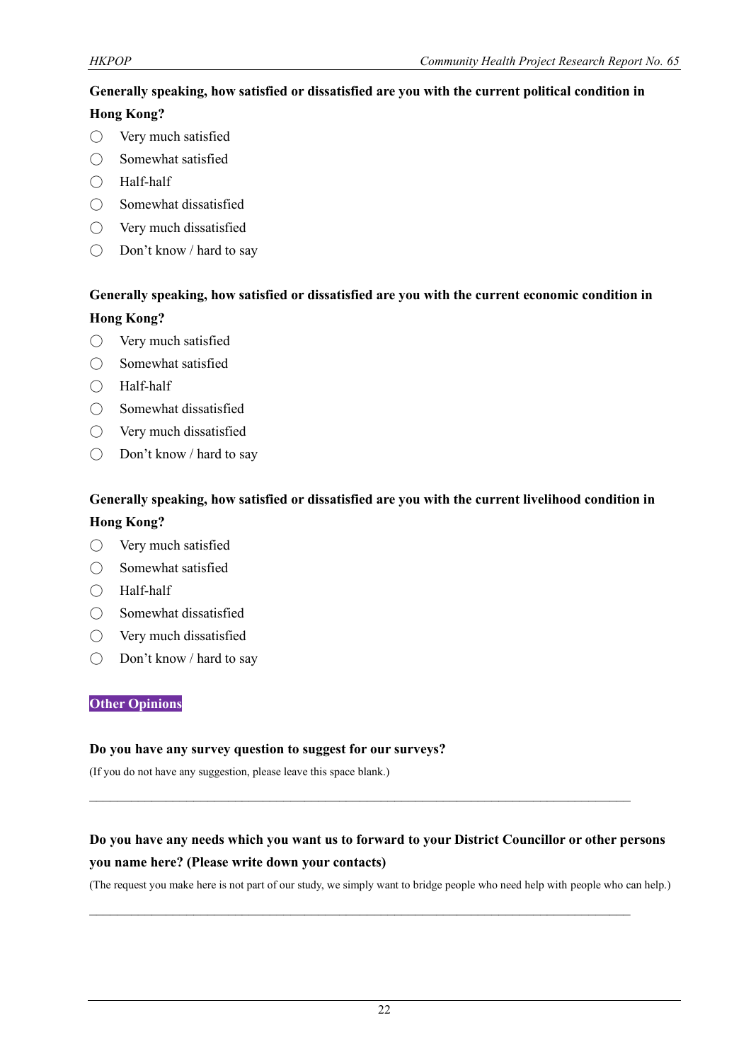**Generally speaking, how satisfied or dissatisfied are you with the current political condition in Hong Kong?**

- ◯ Very much satisfied
- ◯ Somewhat satisfied
- ◯ Half-half
- ◯ Somewhat dissatisfied
- ◯ Very much dissatisfied
- ◯ Don't know / hard to say

**Generally speaking, how satisfied or dissatisfied are you with the current economic condition in Hong Kong?**

- ◯ Very much satisfied
- ◯ Somewhat satisfied
- ◯ Half-half
- ◯ Somewhat dissatisfied
- ◯ Very much dissatisfied
- ◯ Don't know / hard to say

**Generally speaking, how satisfied or dissatisfied are you with the current livelihood condition in Hong Kong?**

- ◯ Very much satisfied
- ◯ Somewhat satisfied
- ◯ Half-half
- ◯ Somewhat dissatisfied
- ◯ Very much dissatisfied
- ◯ Don't know / hard to say

## Other Opinions

**Do you have any survey question to suggest for our surveys?**

(If you do not have any suggestion, please leave this space blank.)

______________________________________________________________________________

**Do you have any needs which you want us to forward to your District Councillor or other persons you name here? (Please write down your contacts)**

(The request you make here is not part of our study, we simply want to bridge people who need help with people who can help.)

______________________________________________________________________________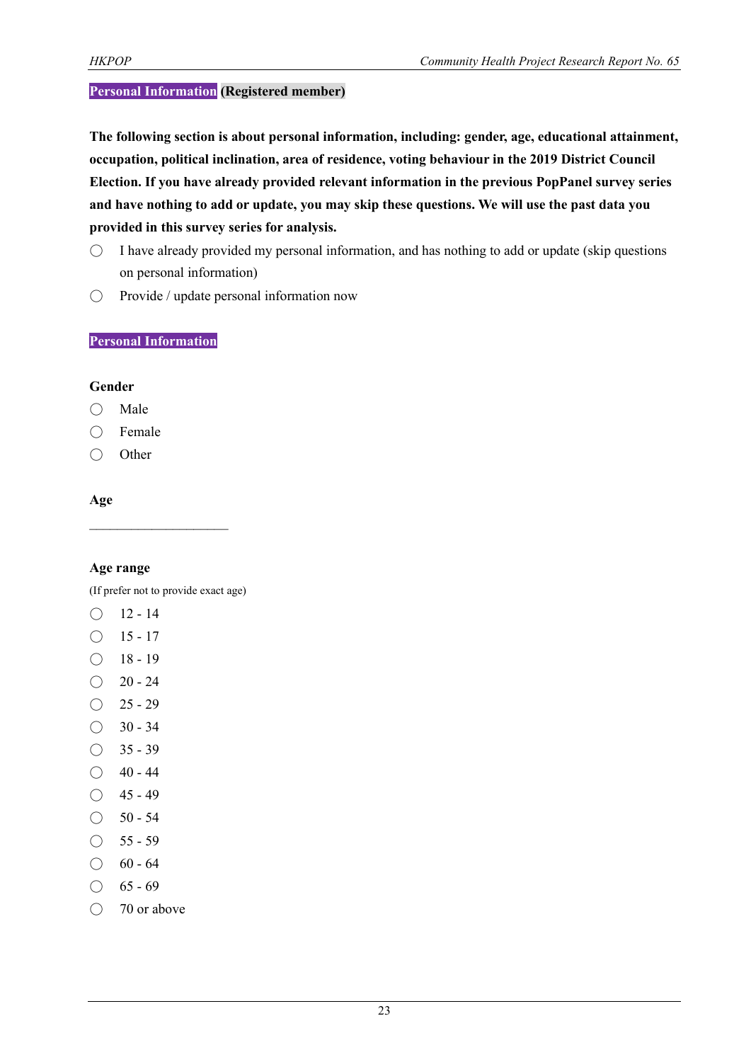**Personal Information (Registered member)**

**The following section is about personal information, including: gender, age, educational attainment, occupation, political inclination, area of residence, voting behaviour in the 2019 District Council Election. If you have already provided relevant information in the previous PopPanel survey series and have nothing to add or update, you may skip these questions. We will use the past data you provided in this survey series for analysis.**

- ◯ I have already provided my personal information, and has nothing to add or update (skip questions on personal information)
- ◯ Provide / update personal information now

**Personal Information**

**Gender**

- ◯ Male
- ◯ Female
- ◯ Other

**Age**

\_\_\_\_\_\_\_\_\_\_\_\_\_\_\_\_\_\_\_\_

**Age range**

(If prefer not to provide exact age)

- ◯ 12 - 14
- ◯ 15 - 17
- ◯ 18 - 19
- ◯ 20 - 24
- ◯ 25 - 29
- ◯ 30 - 34
- ◯ 35 - 39
- ◯ 40 - 44
- ◯ 45 - 49
- ◯ 50 - 54
- ◯ 55 - 59
- ◯ 60 - 64
- ◯ 65 - 69
- ◯ 70 or above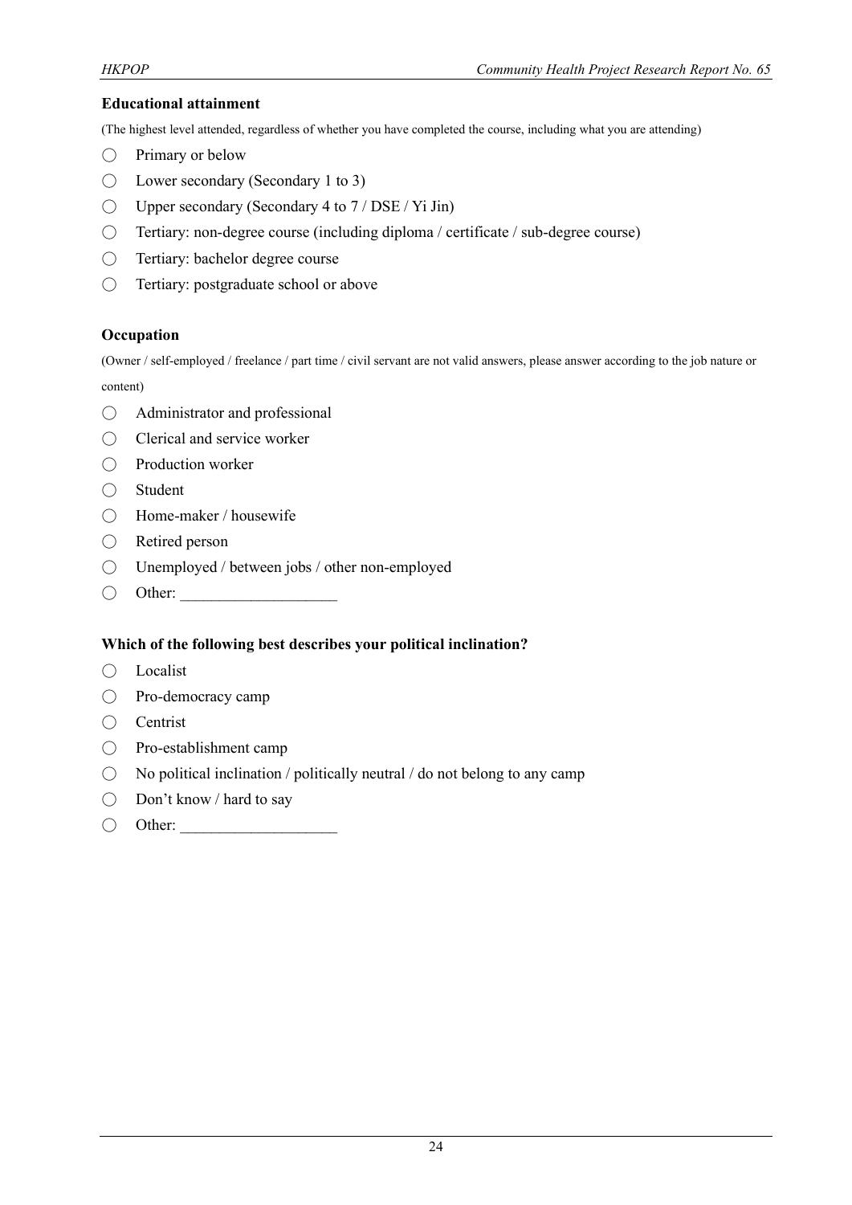**Educational attainment**

(The highest level attended, regardless of whether you have completed the course, including what you are attending)

- ◯ Primary or below
- ◯ Lower secondary (Secondary 1 to 3)
- ◯ Upper secondary (Secondary 4 to 7 / DSE / Yi Jin)
- ◯ Tertiary: non-degree course (including diploma / certificate / sub-degree course)
- ◯ Tertiary: bachelor degree course
- ◯ Tertiary: postgraduate school or above

**Occupation**

(Owner / self-employed / freelance / part time / civil servant are not valid answers, please answer according to the job nature or content)

- ◯ Administrator and professional
- ◯ Clerical and service worker
- ◯ Production worker
- ◯ Student
- ◯ Home-maker / housewife
- ◯ Retired person
- ◯ Unemployed / between jobs / other non-employed
- ◯ Other: ____________________

**Which of the following best describes your political inclination?**

- ◯ Localist
- ◯ Pro-democracy camp
- ◯ Centrist
- ◯ Pro-establishment camp
- ◯ No political inclination / politically neutral / do not belong to any camp
- ◯ Don't know / hard to say
- ◯ Other: ____________________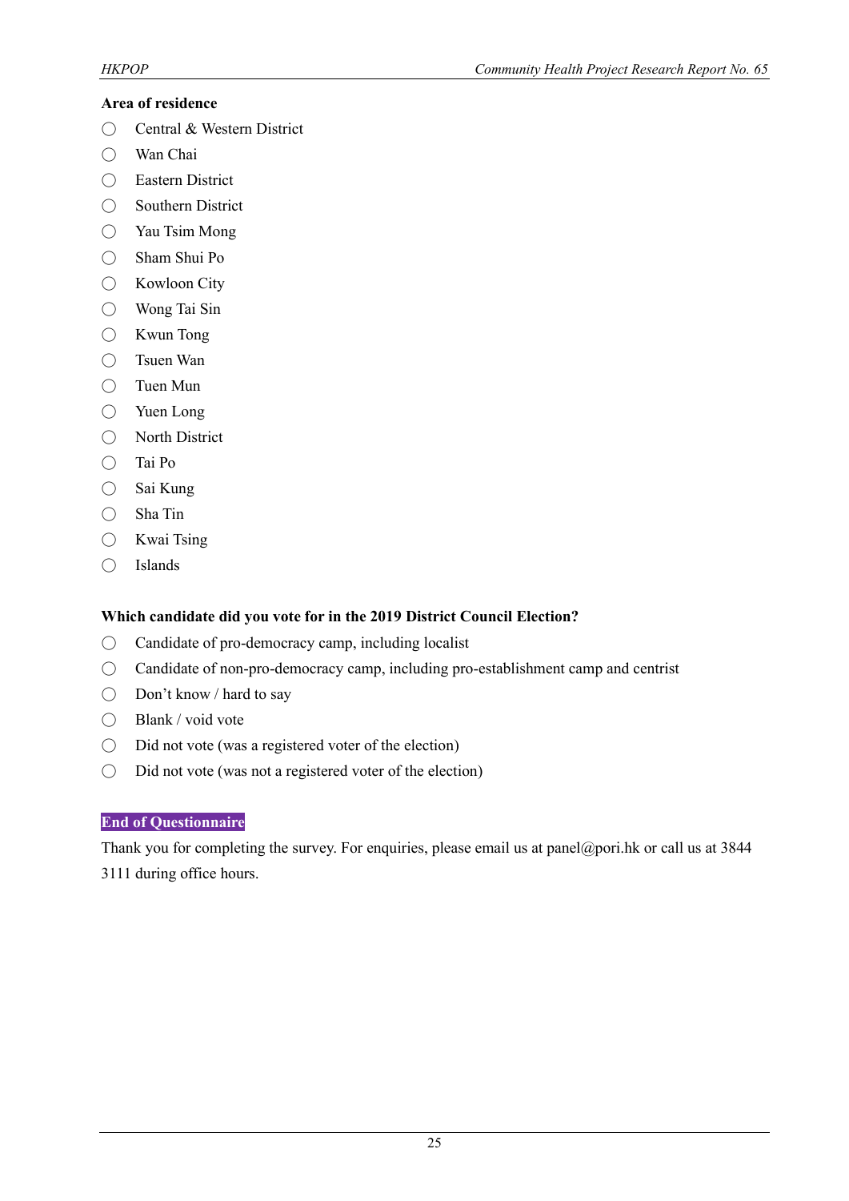**Area of residence**

◯ Central & Western District

◯ Wan Chai

◯ Eastern District

◯ Southern District

◯ Yau Tsim Mong

◯ Sham Shui Po

◯ Kowloon City

◯ Wong Tai Sin

◯ Kwun Tong

◯ Tsuen Wan

◯ Tuen Mun

◯ Yuen Long

◯ North District

◯ Tai Po

◯ Sai Kung

◯ Sha Tin

◯ Kwai Tsing

◯ Islands

**Which candidate did you vote for in the 2019 District Council Election?**

◯ Candidate of pro-democracy camp, including localist

◯ Candidate of non-pro-democracy camp, including pro-establishment camp and centrist

◯ Don't know / hard to say

◯ Blank / void vote

◯ Did not vote (was a registered voter of the election)

◯ Did not vote (was not a registered voter of the election)

**End of Questionnaire**

Thank you for completing the survey. For enquiries, please email us at panel@pori.hk or call us at 3844 3111 during office hours.